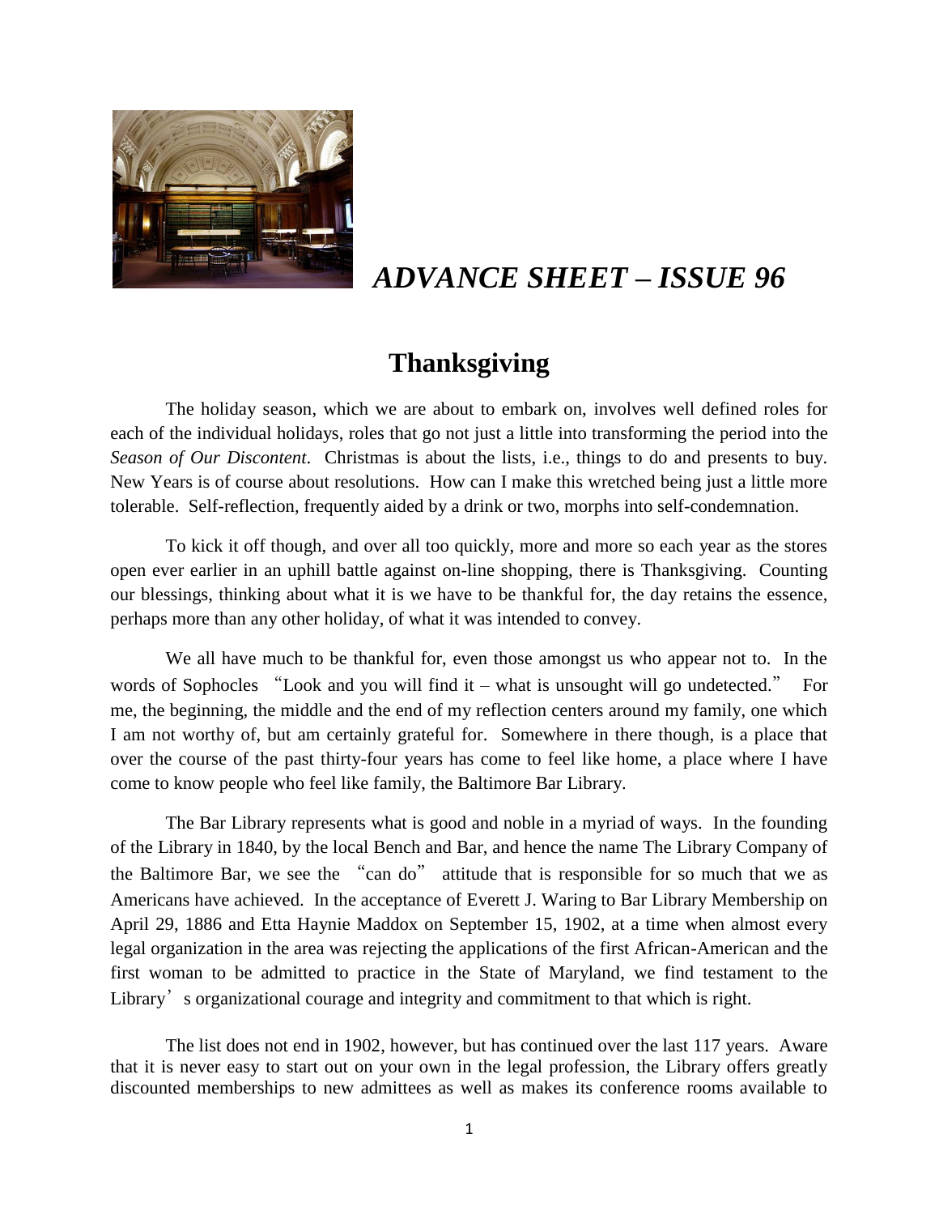# *ADVANCE SHEET – ISSUE 96*

## Thanksgiving

The holiday season, which we are about to embark on, involves well defined roles for each of the individual holidays, roles that go not just a little into transforming the period into the *Season of Our Discontent*. Christmas is about the lists, i.e., things to do and presents to buy. New Years is of course about resolutions. How can I make this wretched being just a little more tolerable. Self-reflection, frequently aided by a drink or two, morphs into self-condemnation.

To kick it off though, and over all too quickly, more and more so each year as the stores open ever earlier in an uphill battle against on-line shopping, there is Thanksgiving. Counting our blessings, thinking about what it is we have to be thankful for, the day retains the essence, perhaps more than any other holiday, of what it was intended to convey.

We all have much to be thankful for, even those amongst us who appear not to. In the words of Sophocles "Look and you will find it – what is unsought will go undetected." For me, the beginning, the middle and the end of my reflection centers around my family, one which I am not worthy of, but am certainly grateful for. Somewhere in there though, is a place that over the course of the past thirty-four years has come to feel like home, a place where I have come to know people who feel like family, the Baltimore Bar Library.

The Bar Library represents what is good and noble in a myriad of ways. In the founding of the Library in 1840, by the local Bench and Bar, and hence the name The Library Company of the Baltimore Bar, we see the "can do" attitude that is responsible for so much that we as Americans have achieved. In the acceptance of Everett J. Waring to Bar Library Membership on April 29, 1886 and Etta Haynie Maddox on September 15, 1902, at a time when almost every legal organization in the area was rejecting the applications of the first African-American and the first woman to be admitted to practice in the State of Maryland, we find testament to the Library's organizational courage and integrity and commitment to that which is right.

The list does not end in 1902, however, but has continued over the last 117 years. Aware that it is never easy to start out on your own in the legal profession, the Library offers greatly discounted memberships to new admittees as well as makes its conference rooms available to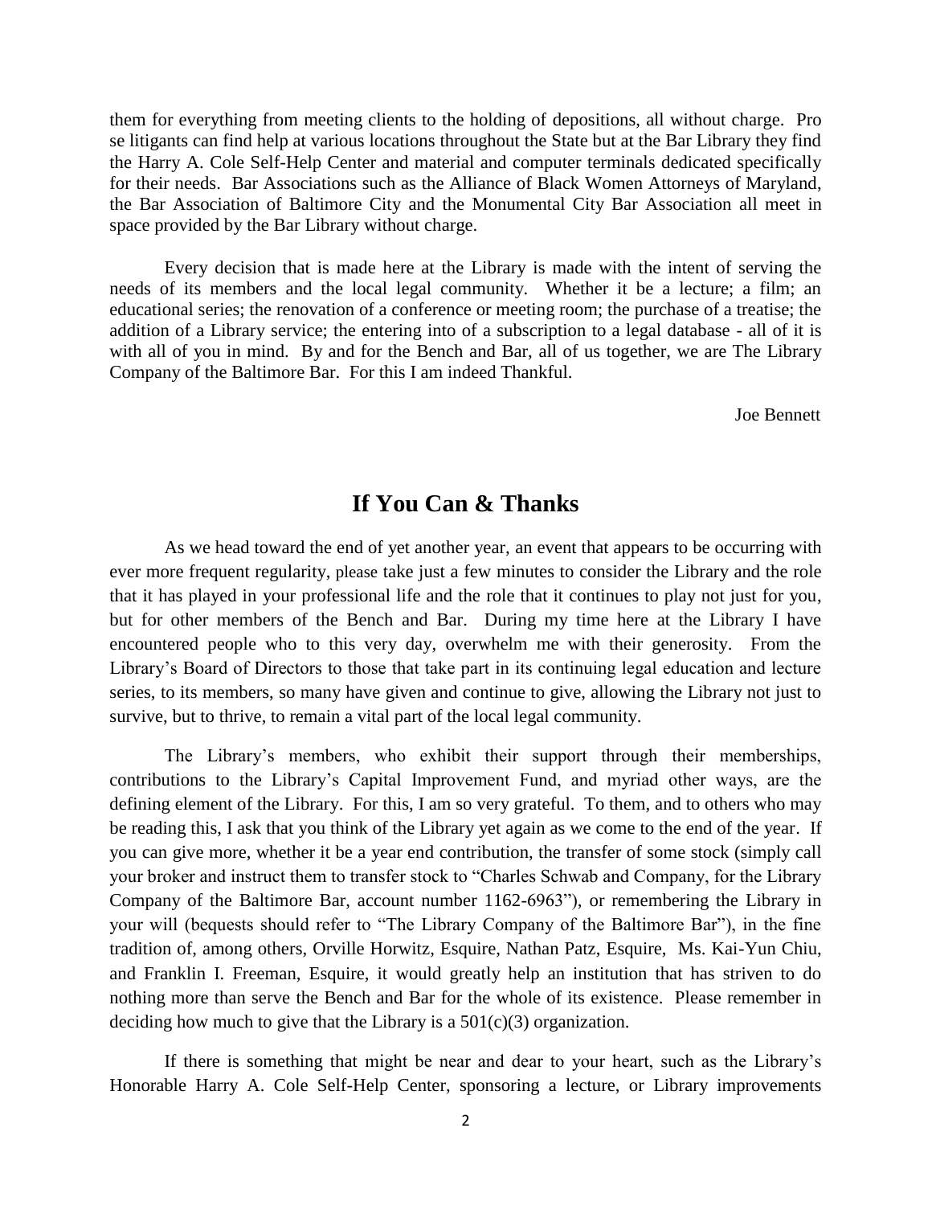them for everything from meeting clients to the holding of depositions, all without charge. Pro se litigants can find help at various locations throughout the State but at the Bar Library they find the Harry A. Cole Self-Help Center and material and computer terminals dedicated specifically for their needs. Bar Associations such as the Alliance of Black Women Attorneys of Maryland, the Bar Association of Baltimore City and the Monumental City Bar Association all meet in space provided by the Bar Library without charge.

Every decision that is made here at the Library is made with the intent of serving the needs of its members and the local legal community. Whether it be a lecture; a film; an educational series; the renovation of a conference or meeting room; the purchase of a treatise; the addition of a Library service; the entering into of a subscription to a legal database - all of it is with all of you in mind. By and for the Bench and Bar, all of us together, we are The Library Company of the Baltimore Bar. For this I am indeed Thankful.

Joe Bennett

## If You Can & Thanks

As we head toward the end of yet another year, an event that appears to be occurring with ever more frequent regularity, please take just a few minutes to consider the Library and the role that it has played in your professional life and the role that it continues to play not just for you, but for other members of the Bench and Bar. During my time here at the Library I have encountered people who to this very day, overwhelm me with their generosity. From the Library's Board of Directors to those that take part in its continuing legal education and lecture series, to its members, so many have given and continue to give, allowing the Library not just to survive, but to thrive, to remain a vital part of the local legal community.

The Library's members, who exhibit their support through their memberships, contributions to the Library's Capital Improvement Fund, and myriad other ways, are the defining element of the Library. For this, I am so very grateful. To them, and to others who may be reading this, I ask that you think of the Library yet again as we come to the end of the year. If you can give more, whether it be a year end contribution, the transfer of some stock (simply call your broker and instruct them to transfer stock to "Charles Schwab and Company, for the Library Company of the Baltimore Bar, account number 1162-6963"), or remembering the Library in your will (bequests should refer to "The Library Company of the Baltimore Bar"), in the fine tradition of, among others, Orville Horwitz, Esquire, Nathan Patz, Esquire, Ms. Kai-Yun Chiu, and Franklin I. Freeman, Esquire, it would greatly help an institution that has striven to do nothing more than serve the Bench and Bar for the whole of its existence. Please remember in deciding how much to give that the Library is a 501(c)(3) organization.

If there is something that might be near and dear to your heart, such as the Library's Honorable Harry A. Cole Self-Help Center, sponsoring a lecture, or Library improvements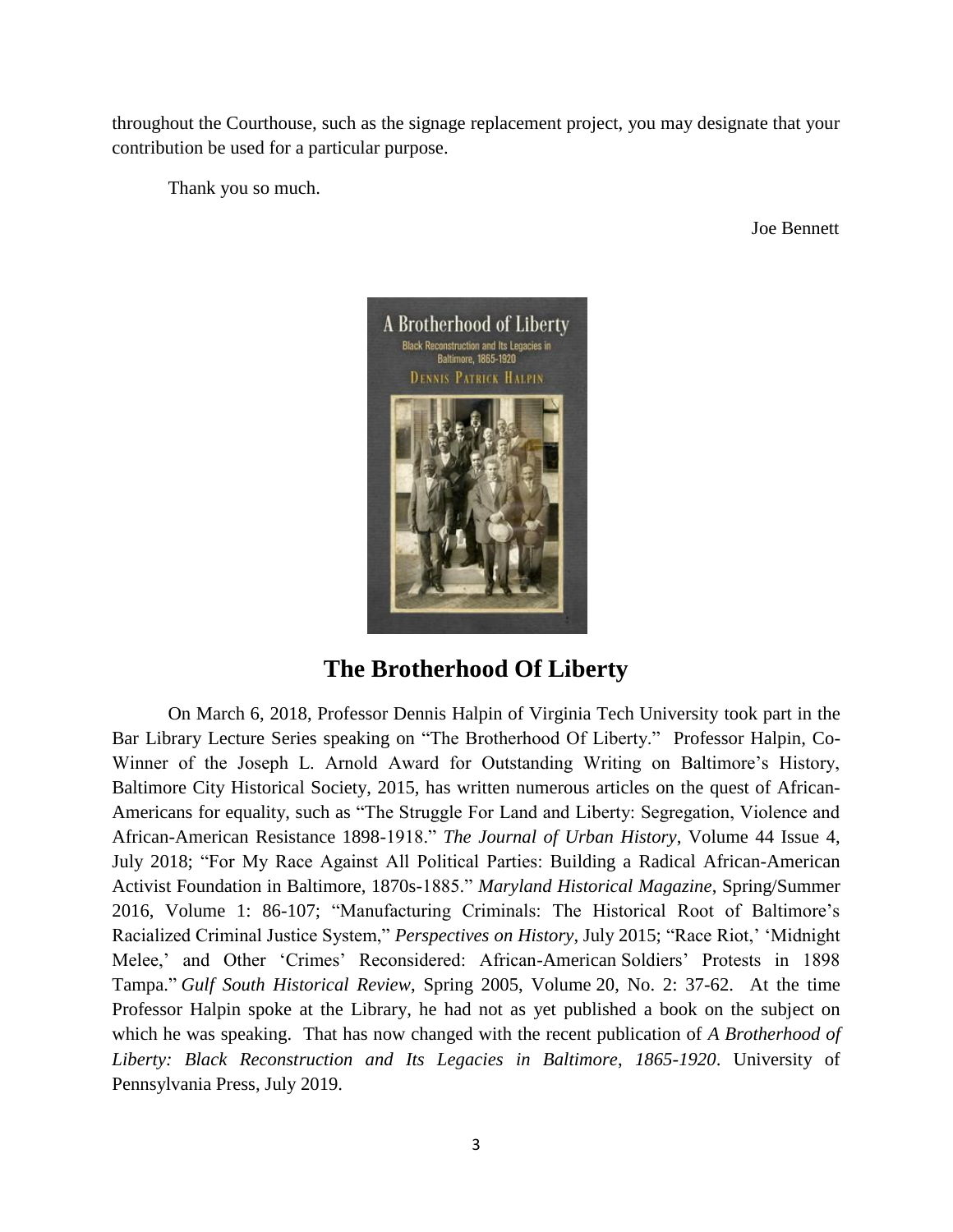throughout the Courthouse, such as the signage replacement project, you may designate that your contribution be used for a particular purpose.

Thank you so much.

Joe Bennett

## The Brotherhood Of Liberty

On March 6, 2018, Professor Dennis Halpin of Virginia Tech University took part in the Bar Library Lecture Series speaking on "The Brotherhood Of Liberty." Professor Halpin, Co-Winner of the Joseph L. Arnold Award for Outstanding Writing on Baltimore's History, Baltimore City Historical Society, 2015, has written numerous articles on the quest of African-Americans for equality, such as "The Struggle For Land and Liberty: Segregation, Violence and African-American Resistance 1898-1918." *The Journal of Urban History*, Volume 44 Issue 4, July 2018; "For My Race Against All Political Parties: Building a Radical African-American Activist Foundation in Baltimore, 1870s-1885." *Maryland Historical Magazine*, Spring/Summer 2016, Volume 1: 86-107; "Manufacturing Criminals: The Historical Root of Baltimore's Racialized Criminal Justice System," *Perspectives on History*, July 2015; "Race Riot,' 'Midnight Melee,' and Other 'Crimes' Reconsidered: African-American Soldiers' Protests in 1898 Tampa." *Gulf South Historical Review*, Spring 2005, Volume 20, No. 2: 37-62. At the time Professor Halpin spoke at the Library, he had not as yet published a book on the subject on which he was speaking. That has now changed with the recent publication of *A Brotherhood of Liberty: Black Reconstruction and Its Legacies in Baltimore, 1865-1920*. University of Pennsylvania Press, July 2019.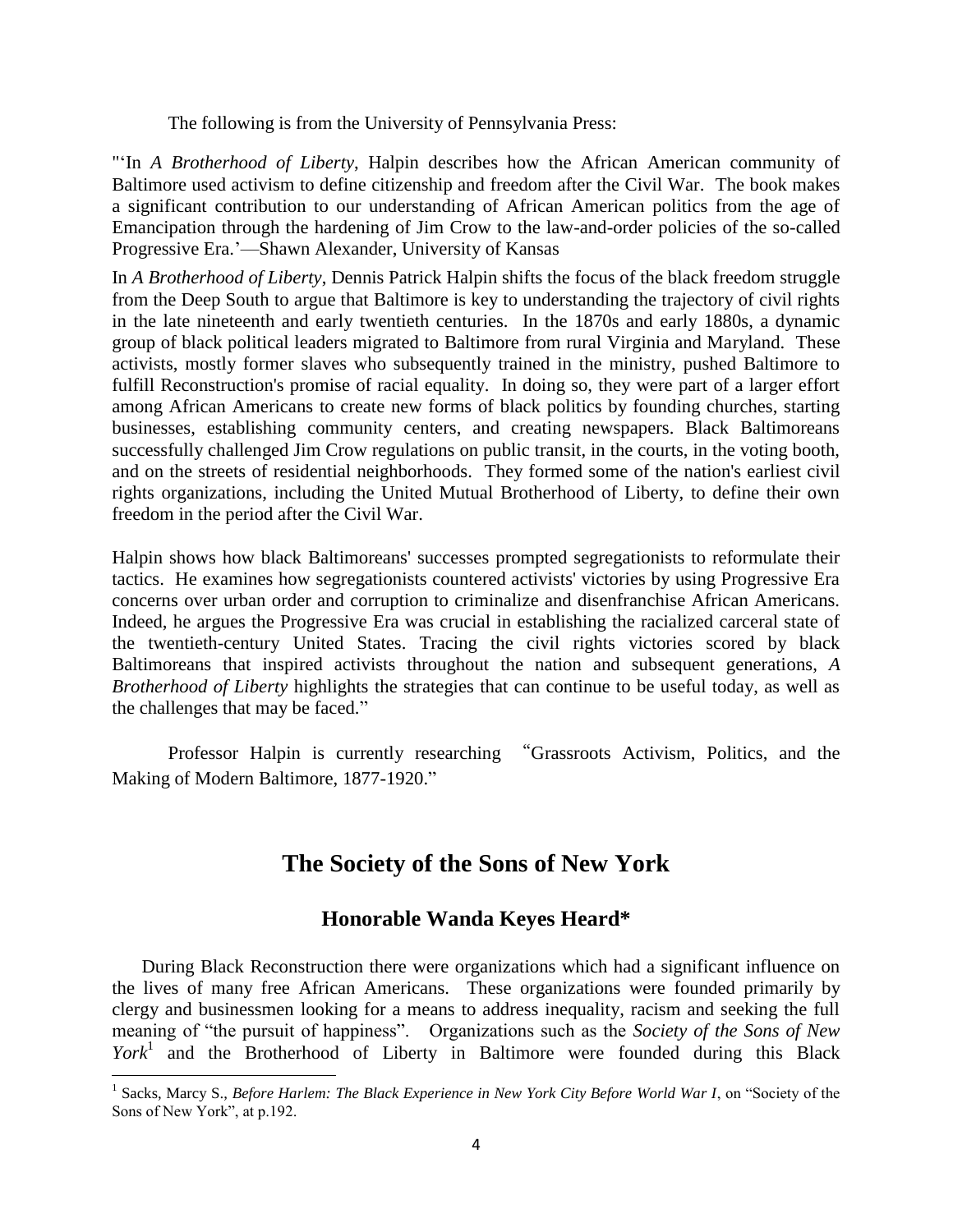The following is from the University of Pennsylvania Press:

"'In *A Brotherhood of Liberty*, Halpin describes how the African American community of Baltimore used activism to define citizenship and freedom after the Civil War. The book makes a significant contribution to our understanding of African American politics from the age of Emancipation through the hardening of Jim Crow to the law-and-order policies of the so-called Progressive Era.'—Shawn Alexander, University of Kansas

In *A Brotherhood of Liberty*, Dennis Patrick Halpin shifts the focus of the black freedom struggle from the Deep South to argue that Baltimore is key to understanding the trajectory of civil rights in the late nineteenth and early twentieth centuries. In the 1870s and early 1880s, a dynamic group of black political leaders migrated to Baltimore from rural Virginia and Maryland. These activists, mostly former slaves who subsequently trained in the ministry, pushed Baltimore to fulfill Reconstruction's promise of racial equality. In doing so, they were part of a larger effort among African Americans to create new forms of black politics by founding churches, starting businesses, establishing community centers, and creating newspapers. Black Baltimoreans successfully challenged Jim Crow regulations on public transit, in the courts, in the voting booth, and on the streets of residential neighborhoods. They formed some of the nation's earliest civil rights organizations, including the United Mutual Brotherhood of Liberty, to define their own freedom in the period after the Civil War.

Halpin shows how black Baltimoreans' successes prompted segregationists to reformulate their tactics. He examines how segregationists countered activists' victories by using Progressive Era concerns over urban order and corruption to criminalize and disenfranchise African Americans. Indeed, he argues the Progressive Era was crucial in establishing the racialized carceral state of the twentieth-century United States. Tracing the civil rights victories scored by black Baltimoreans that inspired activists throughout the nation and subsequent generations, *A Brotherhood of Liberty* highlights the strategies that can continue to be useful today, as well as the challenges that may be faced."

Professor Halpin is currently researching "Grassroots Activism, Politics, and the Making of Modern Baltimore, 1877-1920."

## The Society of the Sons of New York

### Honorable Wanda Keyes Heard*

During Black Reconstruction there were organizations which had a significant influence on the lives of many free African Americans. These organizations were founded primarily by clergy and businessmen looking for a means to address inequality, racism and seeking the full meaning of "the pursuit of happiness". Organizations such as the *Society of the Sons of New York*[1] and the Brotherhood of Liberty in Baltimore were founded during this Black

[1] Sacks, Marcy S., *Before Harlem: The Black Experience in New York City Before World War I*, on "Society of the Sons of New York", at p.192.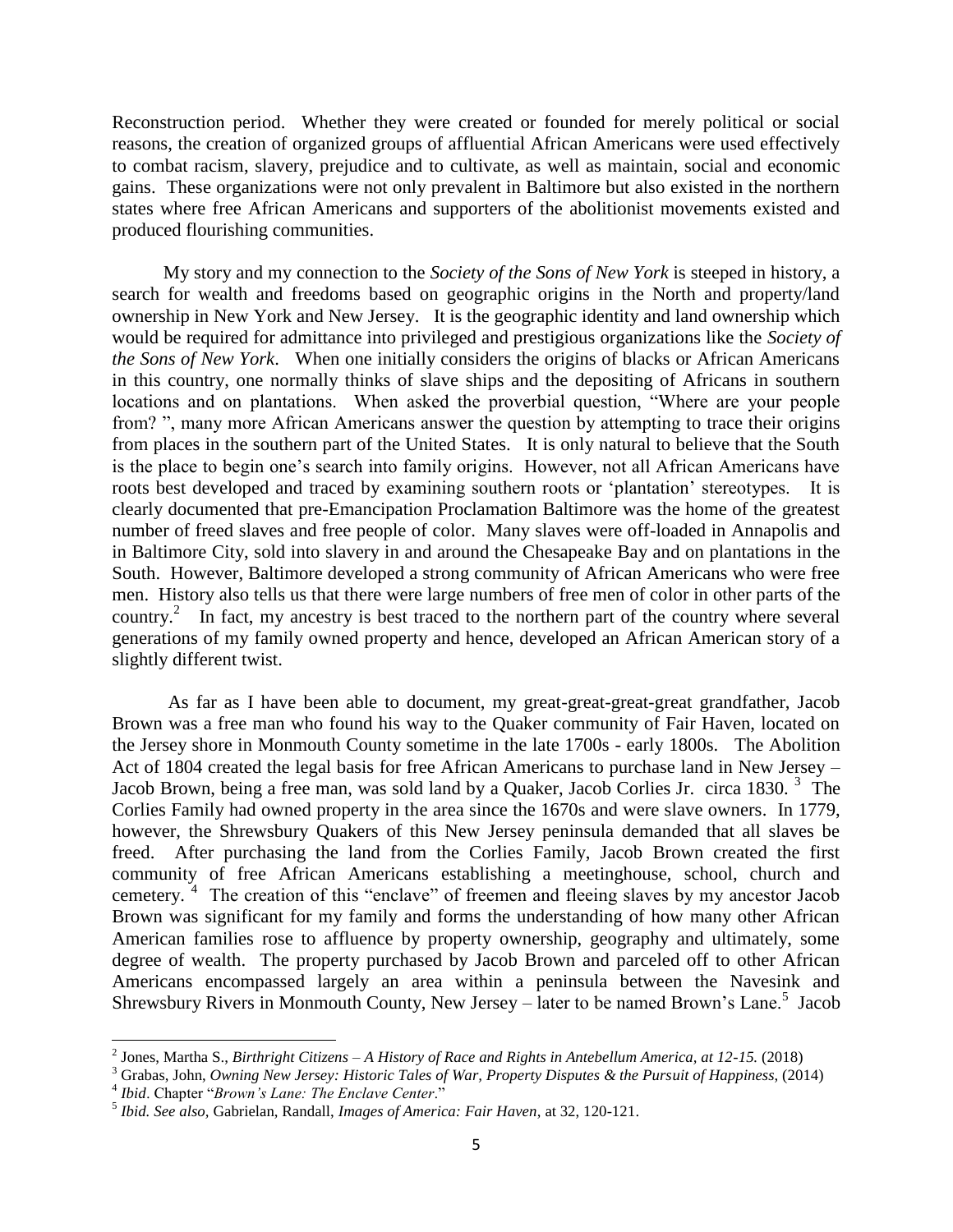Reconstruction period. Whether they were created or founded for merely political or social reasons, the creation of organized groups of affluent African Americans were used effectively to combat racism, slavery, prejudice and to cultivate, as well as maintain, social and economic gains. These organizations were not only prevalent in Baltimore but also existed in the northern states where free African Americans and supporters of the abolitionist movements existed and produced flourishing communities.

My story and my connection to the *Society of the Sons of New York* is steeped in history, a search for wealth and freedoms based on geographic origins in the North and property/land ownership in New York and New Jersey. It is the geographic identity and land ownership which would be required for admittance into privileged and prestigious organizations like the *Society of the Sons of New York*. When one initially considers the origins of blacks or African Americans in this country, one normally thinks of slave ships and the depositing of Africans in southern locations and on plantations. When asked the proverbial question, "Where are your people from? ", many more African Americans answer the question by attempting to trace their origins from places in the southern part of the United States. It is only natural to believe that the South is the place to begin one's search into family origins. However, not all African Americans have roots best developed and traced by examining southern roots or 'plantation' stereotypes. It is clearly documented that pre-Emancipation Proclamation Baltimore was the home of the greatest number of freed slaves and free people of color. Many slaves were off-loaded in Annapolis and in Baltimore City, sold into slavery in and around the Chesapeake Bay and on plantations in the South. However, Baltimore developed a strong community of African Americans who were free men. History also tells us that there were large numbers of free men of color in other parts of the country.[2] In fact, my ancestry is best traced to the northern part of the country where several generations of my family owned property and hence, developed an African American story of a slightly different twist.

As far as I have been able to document, my great-great-great-great grandfather, Jacob Brown was a free man who found his way to the Quaker community of Fair Haven, located on the Jersey shore in Monmouth County sometime in the late 1700s - early 1800s. The Abolition Act of 1804 created the legal basis for free African Americans to purchase land in New Jersey – Jacob Brown, being a free man, was sold land by a Quaker, Jacob Corlies Jr. circa 1830.[3] The Corlies Family had owned property in the area since the 1670s and were slave owners. In 1779, however, the Shrewsbury Quakers of this New Jersey peninsula demanded that all slaves be freed. After purchasing the land from the Corlies Family, Jacob Brown created the first community of free African Americans establishing a meetinghouse, school, church and cemetery.[4] The creation of this "enclave" of freemen and fleeing slaves by my ancestor Jacob Brown was significant for my family and forms the understanding of how many other African American families rose to affluence by property ownership, geography and ultimately, some degree of wealth. The property purchased by Jacob Brown and parceled off to other African Americans encompassed largely an area within a peninsula between the Navesink and Shrewsbury Rivers in Monmouth County, New Jersey – later to be named Brown's Lane.[5] Jacob

---

[2] Jones, Martha S., *Birthright Citizens – A History of Race and Rights in Antebellum America, at 12-15.* (2018)

[3] Grabas, John, *Owning New Jersey: Historic Tales of War, Property Disputes & the Pursuit of Happiness*, (2014)

[4] *Ibid*. Chapter "*Brown's Lane: The Enclave Center*."

[5] *Ibid. See also,* Gabrielan, Randall, *Images of America: Fair Haven*, at 32, 120-121.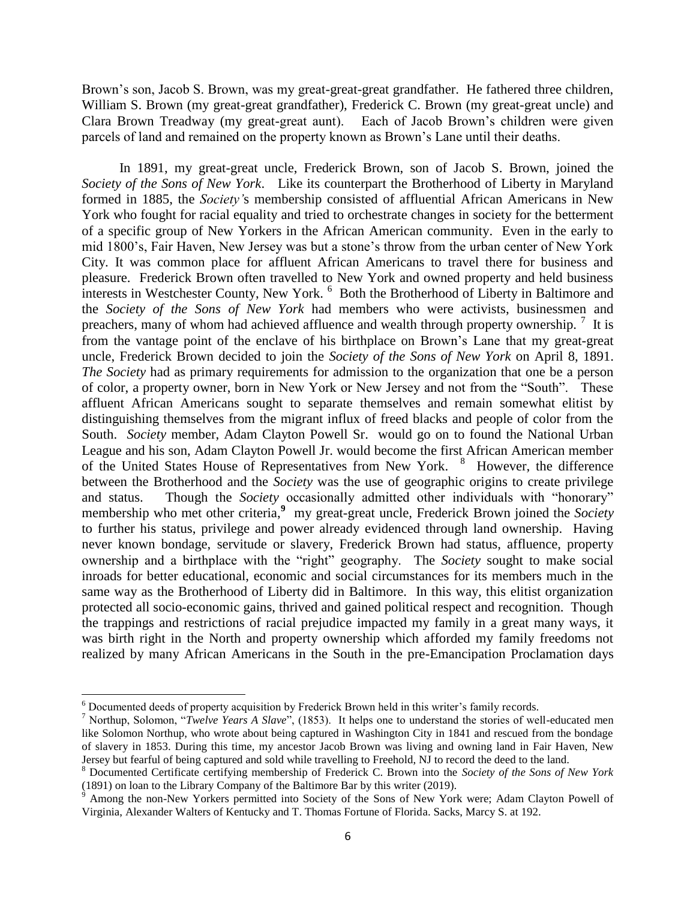Brown's son, Jacob S. Brown, was my great-great-great grandfather. He fathered three children, William S. Brown (my great-great grandfather), Frederick C. Brown (my great-great uncle) and Clara Brown Treadway (my great-great aunt). Each of Jacob Brown's children were given parcels of land and remained on the property known as Brown's Lane until their deaths.

In 1891, my great-great uncle, Frederick Brown, son of Jacob S. Brown, joined the *Society of the Sons of New York*. Like its counterpart the Brotherhood of Liberty in Maryland formed in 1885, the *Society'*s membership consisted of affluential African Americans in New York who fought for racial equality and tried to orchestrate changes in society for the betterment of a specific group of New Yorkers in the African American community. Even in the early to mid 1800's, Fair Haven, New Jersey was but a stone's throw from the urban center of New York City. It was common place for affluent African Americans to travel there for business and pleasure. Frederick Brown often travelled to New York and owned property and held business interests in Westchester County, New York. [6] Both the Brotherhood of Liberty in Baltimore and the *Society of the Sons of New York* had members who were activists, businessmen and preachers, many of whom had achieved affluence and wealth through property ownership. [7] It is from the vantage point of the enclave of his birthplace on Brown's Lane that my great-great uncle, Frederick Brown decided to join the *Society of the Sons of New York* on April 8, 1891. *The Society* had as primary requirements for admission to the organization that one be a person of color, a property owner, born in New York or New Jersey and not from the "South". These affluent African Americans sought to separate themselves and remain somewhat elitist by distinguishing themselves from the migrant influx of freed blacks and people of color from the South. *Society* member, Adam Clayton Powell Sr. would go on to found the National Urban League and his son, Adam Clayton Powell Jr. would become the first African American member of the United States House of Representatives from New York. [8] However, the difference between the Brotherhood and the *Society* was the use of geographic origins to create privilege and status. Though the *Society* occasionally admitted other individuals with "honorary" membership who met other criteria,[9] my great-great uncle, Frederick Brown joined the *Society* to further his status, privilege and power already evidenced through land ownership. Having never known bondage, servitude or slavery, Frederick Brown had status, affluence, property ownership and a birthplace with the "right" geography. The *Society* sought to make social inroads for better educational, economic and social circumstances for its members much in the same way as the Brotherhood of Liberty did in Baltimore. In this way, this elitist organization protected all socio-economic gains, thrived and gained political respect and recognition. Though the trappings and restrictions of racial prejudice impacted my family in a great many ways, it was birth right in the North and property ownership which afforded my family freedoms not realized by many African Americans in the South in the pre-Emancipation Proclamation days

---

[6] Documented deeds of property acquisition by Frederick Brown held in this writer's family records.

[7] Northup, Solomon, "*Twelve Years A Slave*", (1853). It helps one to understand the stories of well-educated men like Solomon Northup, who wrote about being captured in Washington City in 1841 and rescued from the bondage of slavery in 1853. During this time, my ancestor Jacob Brown was living and owning land in Fair Haven, New Jersey but fearful of being captured and sold while travelling to Freehold, NJ to record the deed to the land.

[8] Documented Certificate certifying membership of Frederick C. Brown into the *Society of the Sons of New York* (1891) on loan to the Library Company of the Baltimore Bar by this writer (2019).

[9] Among the non-New Yorkers permitted into Society of the Sons of New York were; Adam Clayton Powell of Virginia, Alexander Walters of Kentucky and T. Thomas Fortune of Florida. Sacks, Marcy S. at 192.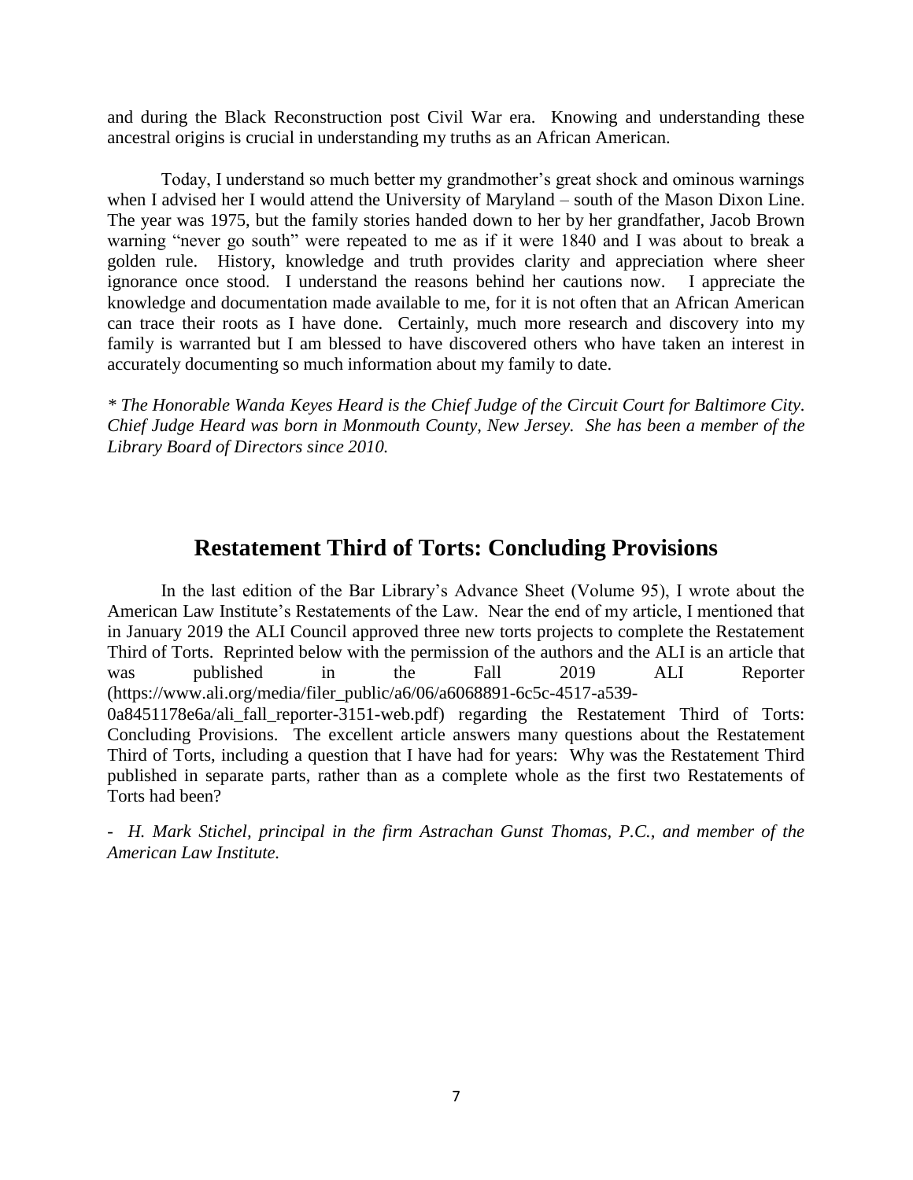and during the Black Reconstruction post Civil War era. Knowing and understanding these ancestral origins is crucial in understanding my truths as an African American.

Today, I understand so much better my grandmother's great shock and ominous warnings when I advised her I would attend the University of Maryland – south of the Mason Dixon Line. The year was 1975, but the family stories handed down to her by her grandfather, Jacob Brown warning "never go south" were repeated to me as if it were 1840 and I was about to break a golden rule. History, knowledge and truth provides clarity and appreciation where sheer ignorance once stood. I understand the reasons behind her cautions now. I appreciate the knowledge and documentation made available to me, for it is not often that an African American can trace their roots as I have done. Certainly, much more research and discovery into my family is warranted but I am blessed to have discovered others who have taken an interest in accurately documenting so much information about my family to date.

*\* The Honorable Wanda Keyes Heard is the Chief Judge of the Circuit Court for Baltimore City. Chief Judge Heard was born in Monmouth County, New Jersey. She has been a member of the Library Board of Directors since 2010.*

## Restatement Third of Torts: Concluding Provisions

In the last edition of the Bar Library's Advance Sheet (Volume 95), I wrote about the American Law Institute's Restatements of the Law. Near the end of my article, I mentioned that in January 2019 the ALI Council approved three new torts projects to complete the Restatement Third of Torts. Reprinted below with the permission of the authors and the ALI is an article that was published in the Fall 2019 ALI Reporter (https://www.ali.org/media/filer_public/a6/06/a6068891-6c5c-4517-a539-0a8451178e6a/ali_fall_reporter-3151-web.pdf) regarding the Restatement Third of Torts: Concluding Provisions. The excellent article answers many questions about the Restatement Third of Torts, including a question that I have had for years: Why was the Restatement Third published in separate parts, rather than as a complete whole as the first two Restatements of Torts had been?

- *H. Mark Stichel, principal in the firm Astrachan Gunst Thomas, P.C., and member of the American Law Institute.*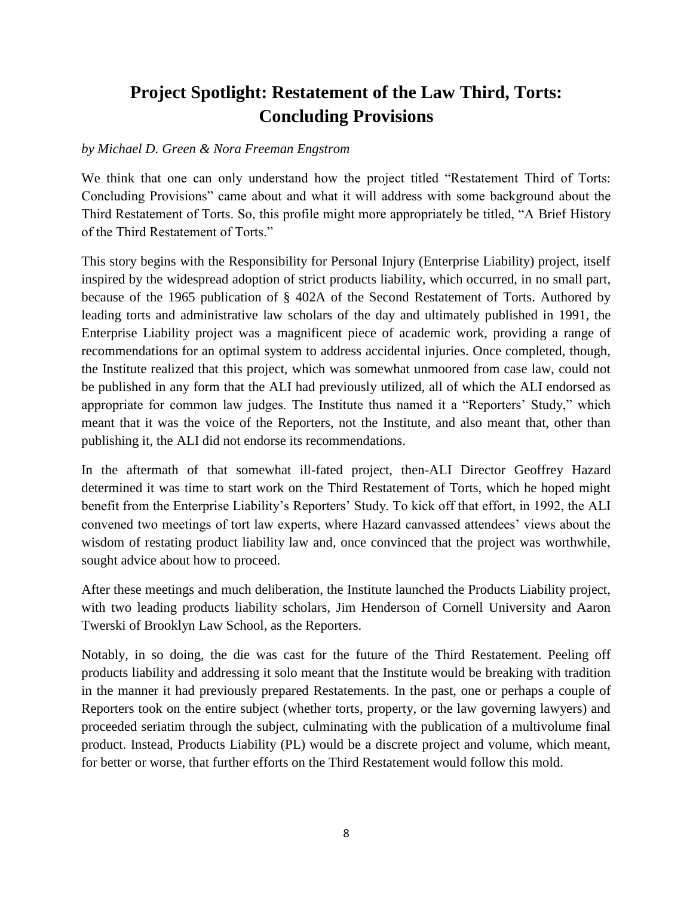# Project Spotlight: Restatement of the Law Third, Torts: Concluding Provisions

*by Michael D. Green & Nora Freeman Engstrom*

We think that one can only understand how the project titled "Restatement Third of Torts: Concluding Provisions" came about and what it will address with some background about the Third Restatement of Torts. So, this profile might more appropriately be titled, "A Brief History of the Third Restatement of Torts."

This story begins with the Responsibility for Personal Injury (Enterprise Liability) project, itself inspired by the widespread adoption of strict products liability, which occurred, in no small part, because of the 1965 publication of § 402A of the Second Restatement of Torts. Authored by leading torts and administrative law scholars of the day and ultimately published in 1991, the Enterprise Liability project was a magnificent piece of academic work, providing a range of recommendations for an optimal system to address accidental injuries. Once completed, though, the Institute realized that this project, which was somewhat unmoored from case law, could not be published in any form that the ALI had previously utilized, all of which the ALI endorsed as appropriate for common law judges. The Institute thus named it a "Reporters' Study," which meant that it was the voice of the Reporters, not the Institute, and also meant that, other than publishing it, the ALI did not endorse its recommendations.

In the aftermath of that somewhat ill-fated project, then-ALI Director Geoffrey Hazard determined it was time to start work on the Third Restatement of Torts, which he hoped might benefit from the Enterprise Liability's Reporters' Study. To kick off that effort, in 1992, the ALI convened two meetings of tort law experts, where Hazard canvassed attendees' views about the wisdom of restating product liability law and, once convinced that the project was worthwhile, sought advice about how to proceed.

After these meetings and much deliberation, the Institute launched the Products Liability project, with two leading products liability scholars, Jim Henderson of Cornell University and Aaron Twerski of Brooklyn Law School, as the Reporters.

Notably, in so doing, the die was cast for the future of the Third Restatement. Peeling off products liability and addressing it solo meant that the Institute would be breaking with tradition in the manner it had previously prepared Restatements. In the past, one or perhaps a couple of Reporters took on the entire subject (whether torts, property, or the law governing lawyers) and proceeded seriatim through the subject, culminating with the publication of a multivolume final product. Instead, Products Liability (PL) would be a discrete project and volume, which meant, for better or worse, that further efforts on the Third Restatement would follow this mold.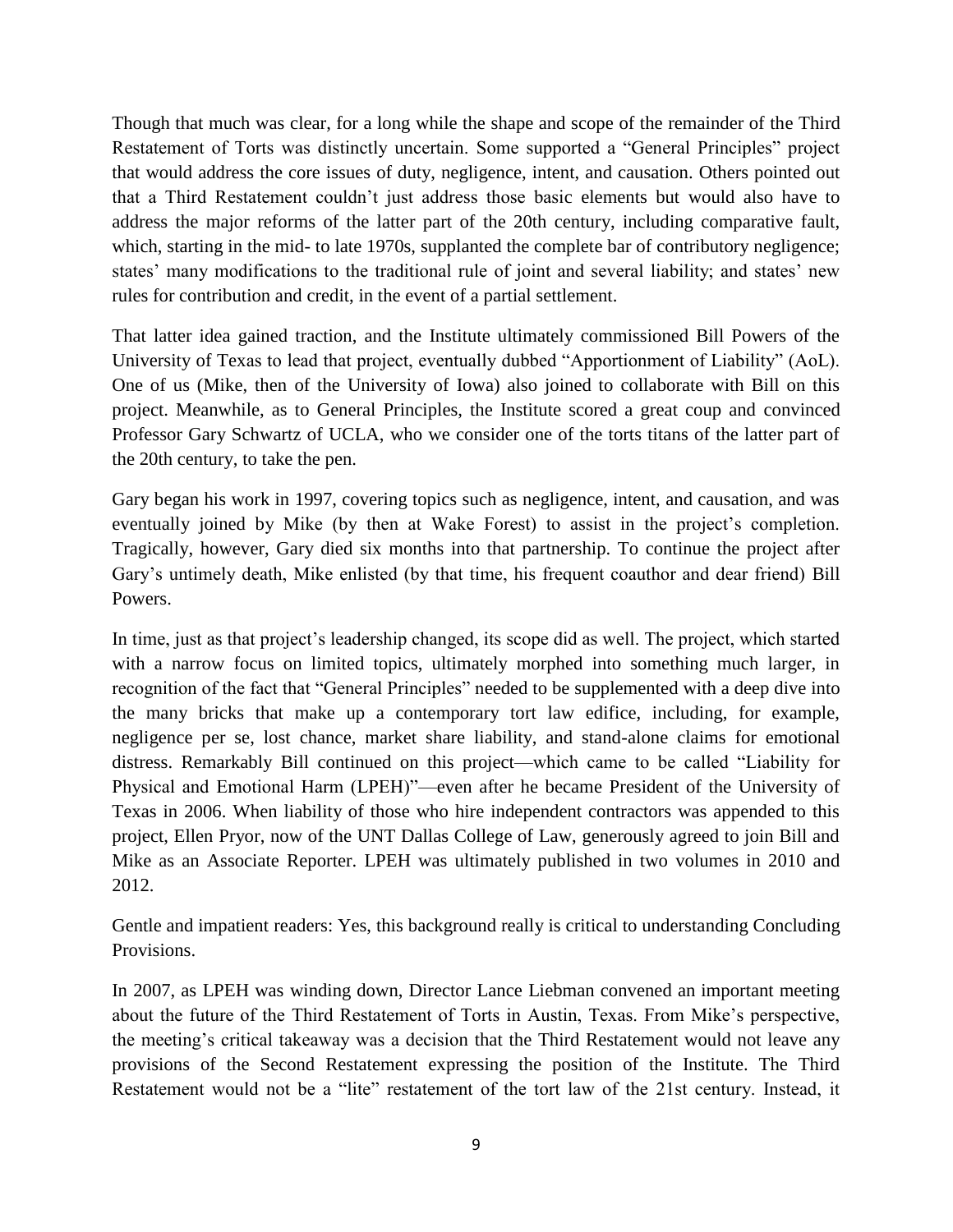Though that much was clear, for a long while the shape and scope of the remainder of the Third Restatement of Torts was distinctly uncertain. Some supported a "General Principles" project that would address the core issues of duty, negligence, intent, and causation. Others pointed out that a Third Restatement couldn't just address those basic elements but would also have to address the major reforms of the latter part of the 20th century, including comparative fault, which, starting in the mid- to late 1970s, supplanted the complete bar of contributory negligence; states' many modifications to the traditional rule of joint and several liability; and states' new rules for contribution and credit, in the event of a partial settlement.

That latter idea gained traction, and the Institute ultimately commissioned Bill Powers of the University of Texas to lead that project, eventually dubbed "Apportionment of Liability" (AoL). One of us (Mike, then of the University of Iowa) also joined to collaborate with Bill on this project. Meanwhile, as to General Principles, the Institute scored a great coup and convinced Professor Gary Schwartz of UCLA, who we consider one of the torts titans of the latter part of the 20th century, to take the pen.

Gary began his work in 1997, covering topics such as negligence, intent, and causation, and was eventually joined by Mike (by then at Wake Forest) to assist in the project's completion. Tragically, however, Gary died six months into that partnership. To continue the project after Gary's untimely death, Mike enlisted (by that time, his frequent coauthor and dear friend) Bill Powers.

In time, just as that project's leadership changed, its scope did as well. The project, which started with a narrow focus on limited topics, ultimately morphed into something much larger, in recognition of the fact that "General Principles" needed to be supplemented with a deep dive into the many bricks that make up a contemporary tort law edifice, including, for example, negligence per se, lost chance, market share liability, and stand-alone claims for emotional distress. Remarkably Bill continued on this project—which came to be called "Liability for Physical and Emotional Harm (LPEH)"—even after he became President of the University of Texas in 2006. When liability of those who hire independent contractors was appended to this project, Ellen Pryor, now of the UNT Dallas College of Law, generously agreed to join Bill and Mike as an Associate Reporter. LPEH was ultimately published in two volumes in 2010 and 2012.

Gentle and impatient readers: Yes, this background really is critical to understanding Concluding Provisions.

In 2007, as LPEH was winding down, Director Lance Liebman convened an important meeting about the future of the Third Restatement of Torts in Austin, Texas. From Mike's perspective, the meeting's critical takeaway was a decision that the Third Restatement would not leave any provisions of the Second Restatement expressing the position of the Institute. The Third Restatement would not be a "lite" restatement of the tort law of the 21st century. Instead, it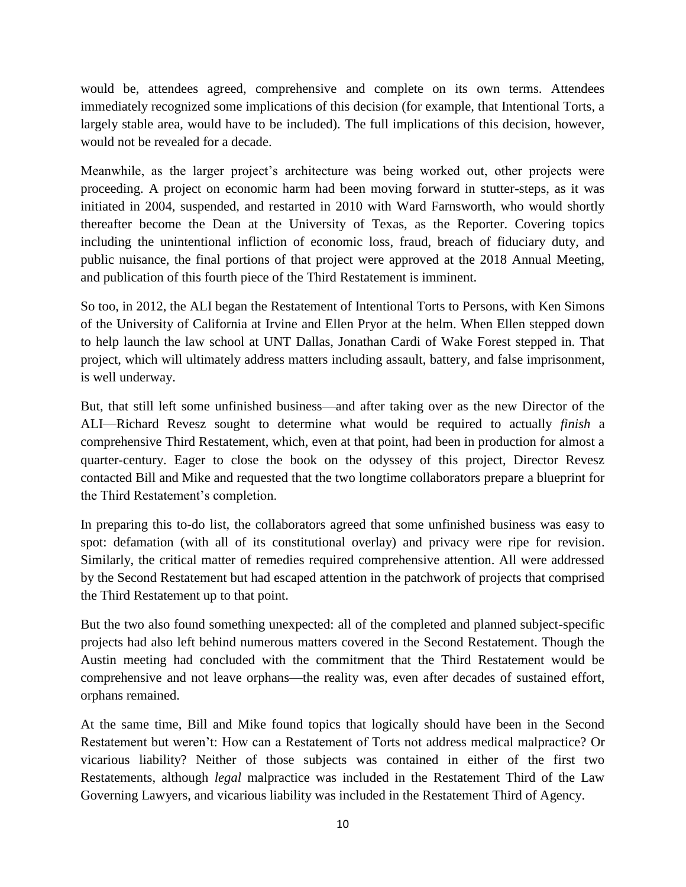would be, attendees agreed, comprehensive and complete on its own terms. Attendees immediately recognized some implications of this decision (for example, that Intentional Torts, a largely stable area, would have to be included). The full implications of this decision, however, would not be revealed for a decade.

Meanwhile, as the larger project's architecture was being worked out, other projects were proceeding. A project on economic harm had been moving forward in stutter-steps, as it was initiated in 2004, suspended, and restarted in 2010 with Ward Farnsworth, who would shortly thereafter become the Dean at the University of Texas, as the Reporter. Covering topics including the unintentional infliction of economic loss, fraud, breach of fiduciary duty, and public nuisance, the final portions of that project were approved at the 2018 Annual Meeting, and publication of this fourth piece of the Third Restatement is imminent.

So too, in 2012, the ALI began the Restatement of Intentional Torts to Persons, with Ken Simons of the University of California at Irvine and Ellen Pryor at the helm. When Ellen stepped down to help launch the law school at UNT Dallas, Jonathan Cardi of Wake Forest stepped in. That project, which will ultimately address matters including assault, battery, and false imprisonment, is well underway.

But, that still left some unfinished business—and after taking over as the new Director of the ALI—Richard Revesz sought to determine what would be required to actually *finish* a comprehensive Third Restatement, which, even at that point, had been in production for almost a quarter-century. Eager to close the book on the odyssey of this project, Director Revesz contacted Bill and Mike and requested that the two longtime collaborators prepare a blueprint for the Third Restatement's completion.

In preparing this to-do list, the collaborators agreed that some unfinished business was easy to spot: defamation (with all of its constitutional overlay) and privacy were ripe for revision. Similarly, the critical matter of remedies required comprehensive attention. All were addressed by the Second Restatement but had escaped attention in the patchwork of projects that comprised the Third Restatement up to that point.

But the two also found something unexpected: all of the completed and planned subject-specific projects had also left behind numerous matters covered in the Second Restatement. Though the Austin meeting had concluded with the commitment that the Third Restatement would be comprehensive and not leave orphans—the reality was, even after decades of sustained effort, orphans remained.

At the same time, Bill and Mike found topics that logically should have been in the Second Restatement but weren't: How can a Restatement of Torts not address medical malpractice? Or vicarious liability? Neither of those subjects was contained in either of the first two Restatements, although *legal* malpractice was included in the Restatement Third of the Law Governing Lawyers, and vicarious liability was included in the Restatement Third of Agency.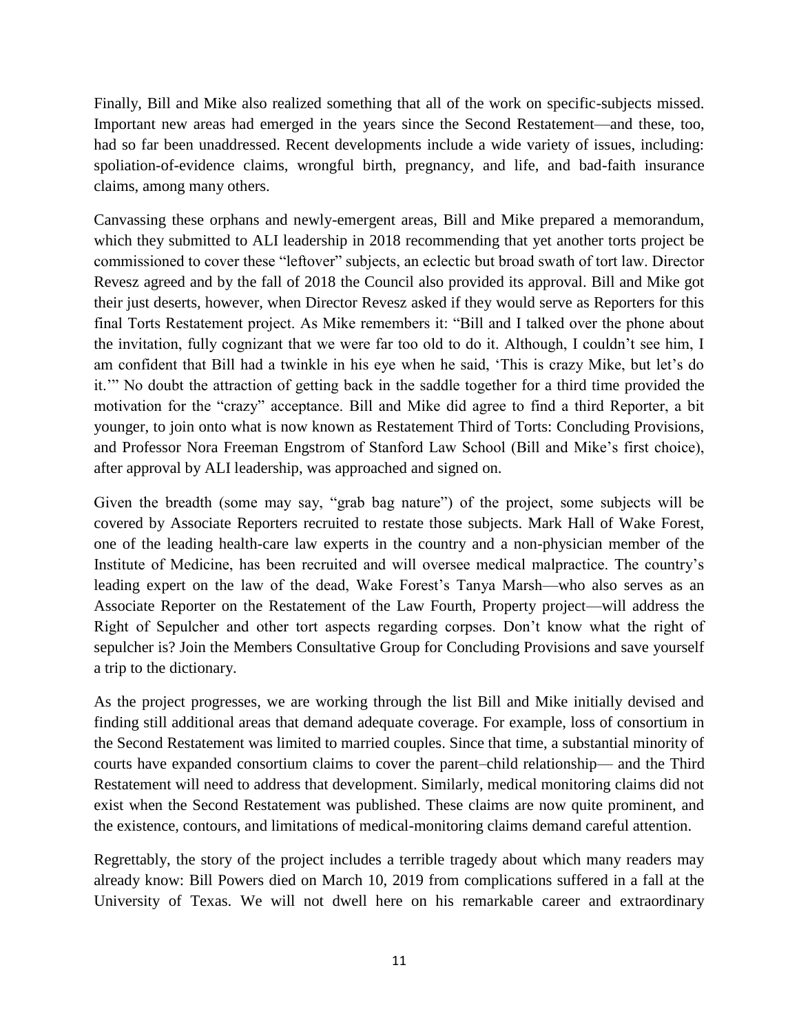Finally, Bill and Mike also realized something that all of the work on specific-subjects missed. Important new areas had emerged in the years since the Second Restatement—and these, too, had so far been unaddressed. Recent developments include a wide variety of issues, including: spoliation-of-evidence claims, wrongful birth, pregnancy, and life, and bad-faith insurance claims, among many others.

Canvassing these orphans and newly-emergent areas, Bill and Mike prepared a memorandum, which they submitted to ALI leadership in 2018 recommending that yet another torts project be commissioned to cover these "leftover" subjects, an eclectic but broad swath of tort law. Director Revesz agreed and by the fall of 2018 the Council also provided its approval. Bill and Mike got their just deserts, however, when Director Revesz asked if they would serve as Reporters for this final Torts Restatement project. As Mike remembers it: "Bill and I talked over the phone about the invitation, fully cognizant that we were far too old to do it. Although, I couldn't see him, I am confident that Bill had a twinkle in his eye when he said, 'This is crazy Mike, but let's do it.'" No doubt the attraction of getting back in the saddle together for a third time provided the motivation for the "crazy" acceptance. Bill and Mike did agree to find a third Reporter, a bit younger, to join onto what is now known as Restatement Third of Torts: Concluding Provisions, and Professor Nora Freeman Engstrom of Stanford Law School (Bill and Mike's first choice), after approval by ALI leadership, was approached and signed on.

Given the breadth (some may say, "grab bag nature") of the project, some subjects will be covered by Associate Reporters recruited to restate those subjects. Mark Hall of Wake Forest, one of the leading health-care law experts in the country and a non-physician member of the Institute of Medicine, has been recruited and will oversee medical malpractice. The country's leading expert on the law of the dead, Wake Forest's Tanya Marsh—who also serves as an Associate Reporter on the Restatement of the Law Fourth, Property project—will address the Right of Sepulcher and other tort aspects regarding corpses. Don't know what the right of sepulcher is? Join the Members Consultative Group for Concluding Provisions and save yourself a trip to the dictionary.

As the project progresses, we are working through the list Bill and Mike initially devised and finding still additional areas that demand adequate coverage. For example, loss of consortium in the Second Restatement was limited to married couples. Since that time, a substantial minority of courts have expanded consortium claims to cover the parent–child relationship— and the Third Restatement will need to address that development. Similarly, medical monitoring claims did not exist when the Second Restatement was published. These claims are now quite prominent, and the existence, contours, and limitations of medical-monitoring claims demand careful attention.

Regrettably, the story of the project includes a terrible tragedy about which many readers may already know: Bill Powers died on March 10, 2019 from complications suffered in a fall at the University of Texas. We will not dwell here on his remarkable career and extraordinary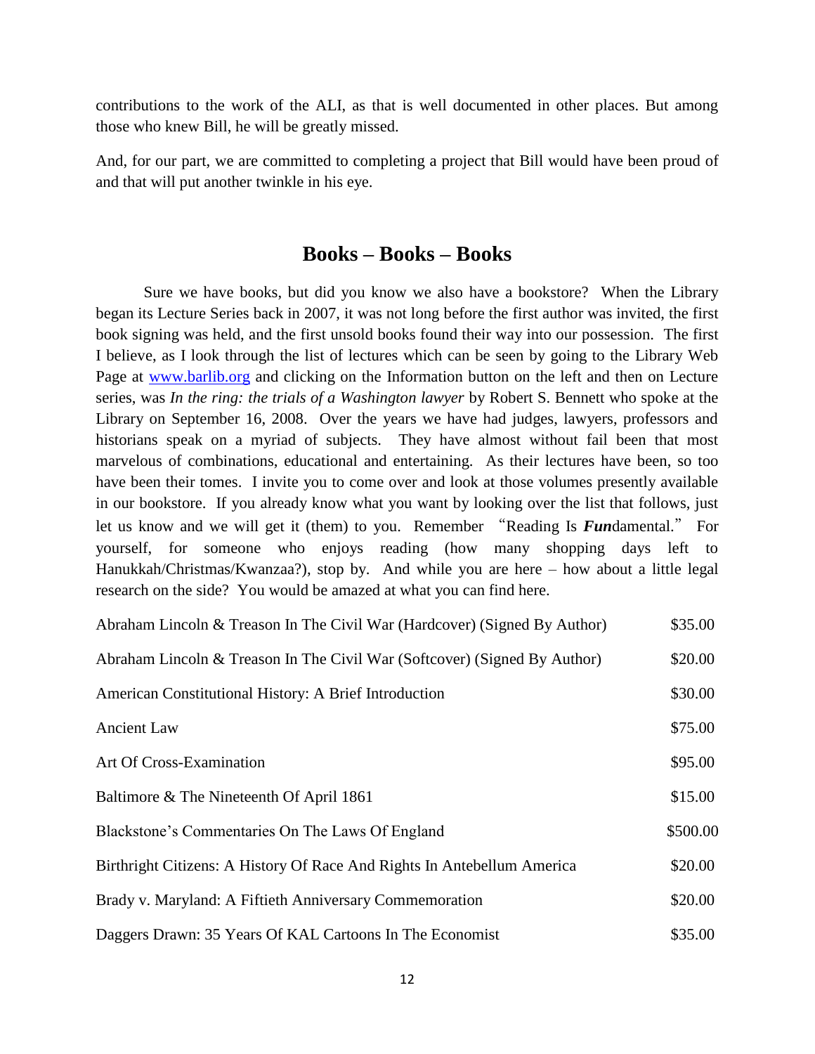contributions to the work of the ALI, as that is well documented in other places. But among those who knew Bill, he will be greatly missed.

And, for our part, we are committed to completing a project that Bill would have been proud of and that will put another twinkle in his eye.

## Books – Books – Books

Sure we have books, but did you know we also have a bookstore? When the Library began its Lecture Series back in 2007, it was not long before the first author was invited, the first book signing was held, and the first unsold books found their way into our possession. The first I believe, as I look through the list of lectures which can be seen by going to the Library Web Page at [www.barlib.org](http://www.barlib.org) and clicking on the Information button on the left and then on Lecture series, was *In the ring: the trials of a Washington lawyer* by Robert S. Bennett who spoke at the Library on September 16, 2008. Over the years we have had judges, lawyers, professors and historians speak on a myriad of subjects. They have almost without fail been that most marvelous of combinations, educational and entertaining. As their lectures have been, so too have been their tomes. I invite you to come over and look at those volumes presently available in our bookstore. If you already know what you want by looking over the list that follows, just let us know and we will get it (them) to you. Remember "Reading Is ***Fun***damental." For yourself, for someone who enjoys reading (how many shopping days left to Hanukkah/Christmas/Kwanzaa?), stop by. And while you are here – how about a little legal research on the side? You would be amazed at what you can find here.

| | |
|---|---|
| Abraham Lincoln & Treason In The Civil War (Hardcover) (Signed By Author) | $35.00 |
| Abraham Lincoln & Treason In The Civil War (Softcover) (Signed By Author) | $20.00 |
| American Constitutional History: A Brief Introduction | $30.00 |
| Ancient Law | $75.00 |
| Art Of Cross-Examination | $95.00 |
| Baltimore & The Nineteenth Of April 1861 | $15.00 |
| Blackstone's Commentaries On The Laws Of England | $500.00 |
| Birthright Citizens: A History Of Race And Rights In Antebellum America | $20.00 |
| Brady v. Maryland: A Fiftieth Anniversary Commemoration | $20.00 |
| Daggers Drawn: 35 Years Of KAL Cartoons In The Economist | $35.00 |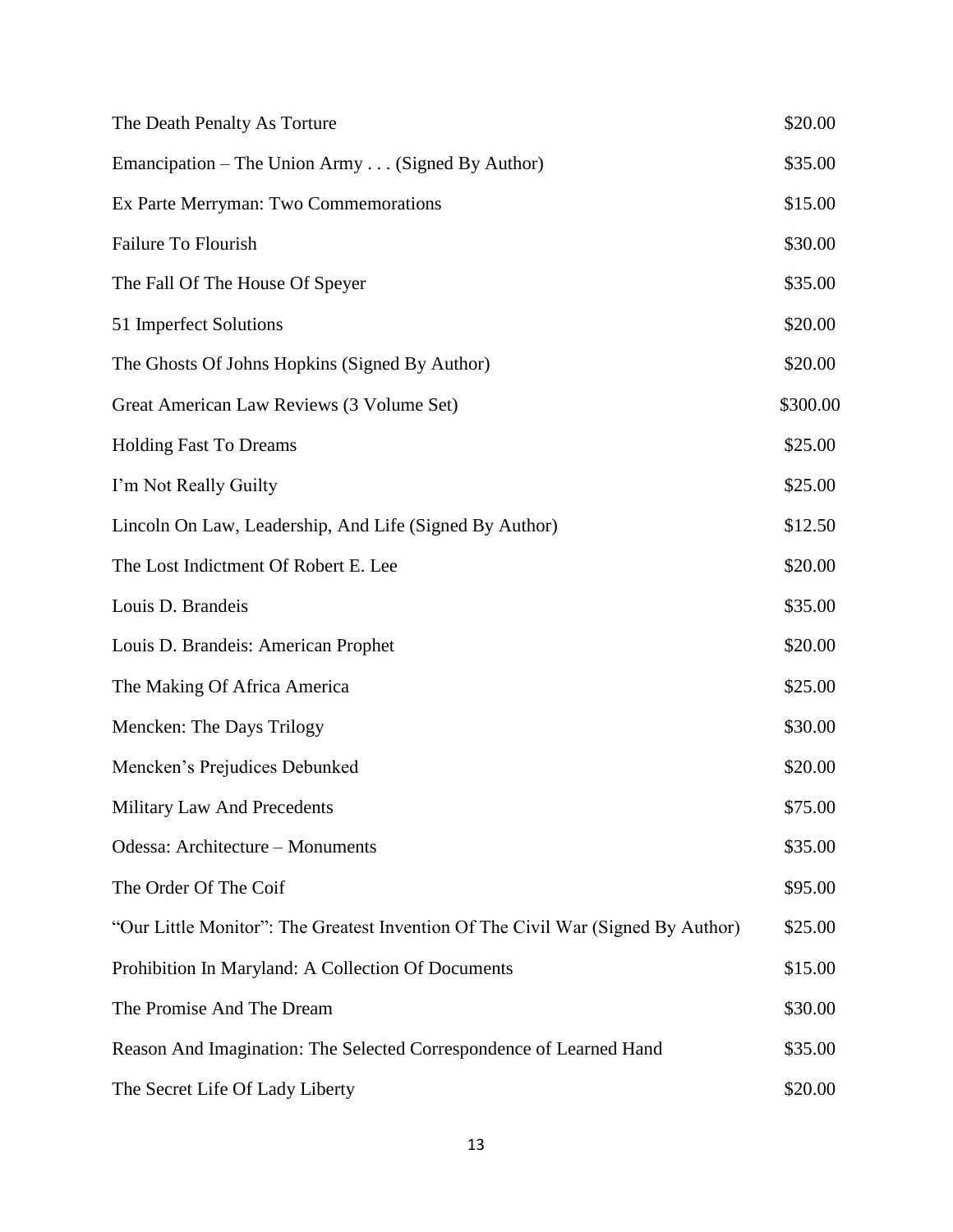| | |
|---|---|
| The Death Penalty As Torture | $20.00 |
| Emancipation – The Union Army . . . (Signed By Author) | $35.00 |
| Ex Parte Merryman: Two Commemorations | $15.00 |
| Failure To Flourish | $30.00 |
| The Fall Of The House Of Speyer | $35.00 |
| 51 Imperfect Solutions | $20.00 |
| The Ghosts Of Johns Hopkins (Signed By Author) | $20.00 |
| Great American Law Reviews (3 Volume Set) | $300.00 |
| Holding Fast To Dreams | $25.00 |
| I'm Not Really Guilty | $25.00 |
| Lincoln On Law, Leadership, And Life (Signed By Author) | $12.50 |
| The Lost Indictment Of Robert E. Lee | $20.00 |
| Louis D. Brandeis | $35.00 |
| Louis D. Brandeis: American Prophet | $20.00 |
| The Making Of Africa America | $25.00 |
| Mencken: The Days Trilogy | $30.00 |
| Mencken's Prejudices Debunked | $20.00 |
| Military Law And Precedents | $75.00 |
| Odessa: Architecture – Monuments | $35.00 |
| The Order Of The Coif | $95.00 |
| "Our Little Monitor": The Greatest Invention Of The Civil War (Signed By Author) | $25.00 |
| Prohibition In Maryland: A Collection Of Documents | $15.00 |
| The Promise And The Dream | $30.00 |
| Reason And Imagination: The Selected Correspondence of Learned Hand | $35.00 |
| The Secret Life Of Lady Liberty | $20.00 |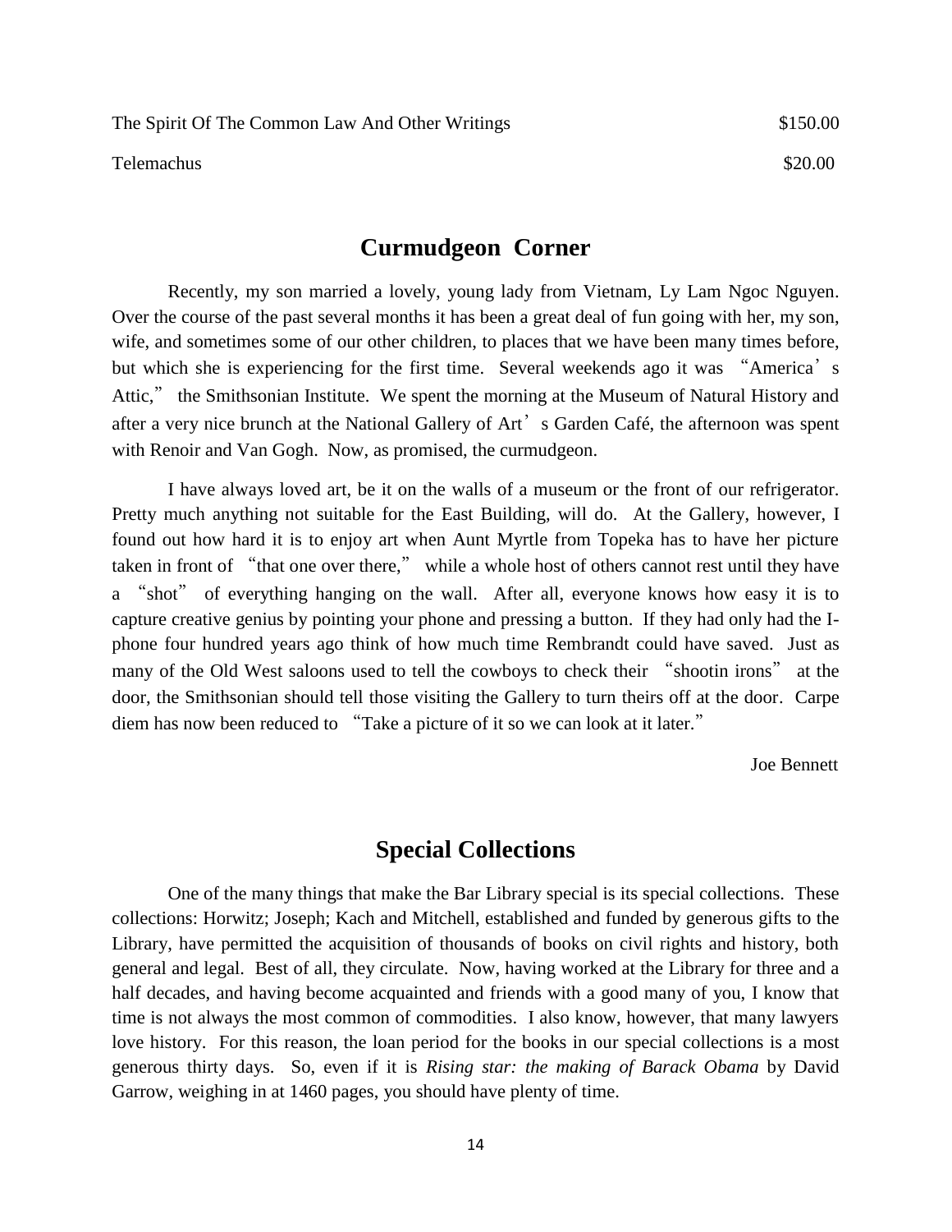| | |
|---|---|
| The Spirit Of The Common Law And Other Writings | $150.00 |
| Telemachus | $20.00 |

## Curmudgeon Corner

Recently, my son married a lovely, young lady from Vietnam, Ly Lam Ngoc Nguyen. Over the course of the past several months it has been a great deal of fun going with her, my son, wife, and sometimes some of our other children, to places that we have been many times before, but which she is experiencing for the first time. Several weekends ago it was "America's Attic," the Smithsonian Institute. We spent the morning at the Museum of Natural History and after a very nice brunch at the National Gallery of Art's Garden Café, the afternoon was spent with Renoir and Van Gogh. Now, as promised, the curmudgeon.

I have always loved art, be it on the walls of a museum or the front of our refrigerator. Pretty much anything not suitable for the East Building, will do. At the Gallery, however, I found out how hard it is to enjoy art when Aunt Myrtle from Topeka has to have her picture taken in front of "that one over there," while a whole host of others cannot rest until they have a "shot" of everything hanging on the wall. After all, everyone knows how easy it is to capture creative genius by pointing your phone and pressing a button. If they had only had the I-phone four hundred years ago think of how much time Rembrandt could have saved. Just as many of the Old West saloons used to tell the cowboys to check their "shootin irons" at the door, the Smithsonian should tell those visiting the Gallery to turn theirs off at the door. Carpe diem has now been reduced to "Take a picture of it so we can look at it later."

Joe Bennett

## Special Collections

One of the many things that make the Bar Library special is its special collections. These collections: Horwitz; Joseph; Kach and Mitchell, established and funded by generous gifts to the Library, have permitted the acquisition of thousands of books on civil rights and history, both general and legal. Best of all, they circulate. Now, having worked at the Library for three and a half decades, and having become acquainted and friends with a good many of you, I know that time is not always the most common of commodities. I also know, however, that many lawyers love history. For this reason, the loan period for the books in our special collections is a most generous thirty days. So, even if it is *Rising star: the making of Barack Obama* by David Garrow, weighing in at 1460 pages, you should have plenty of time.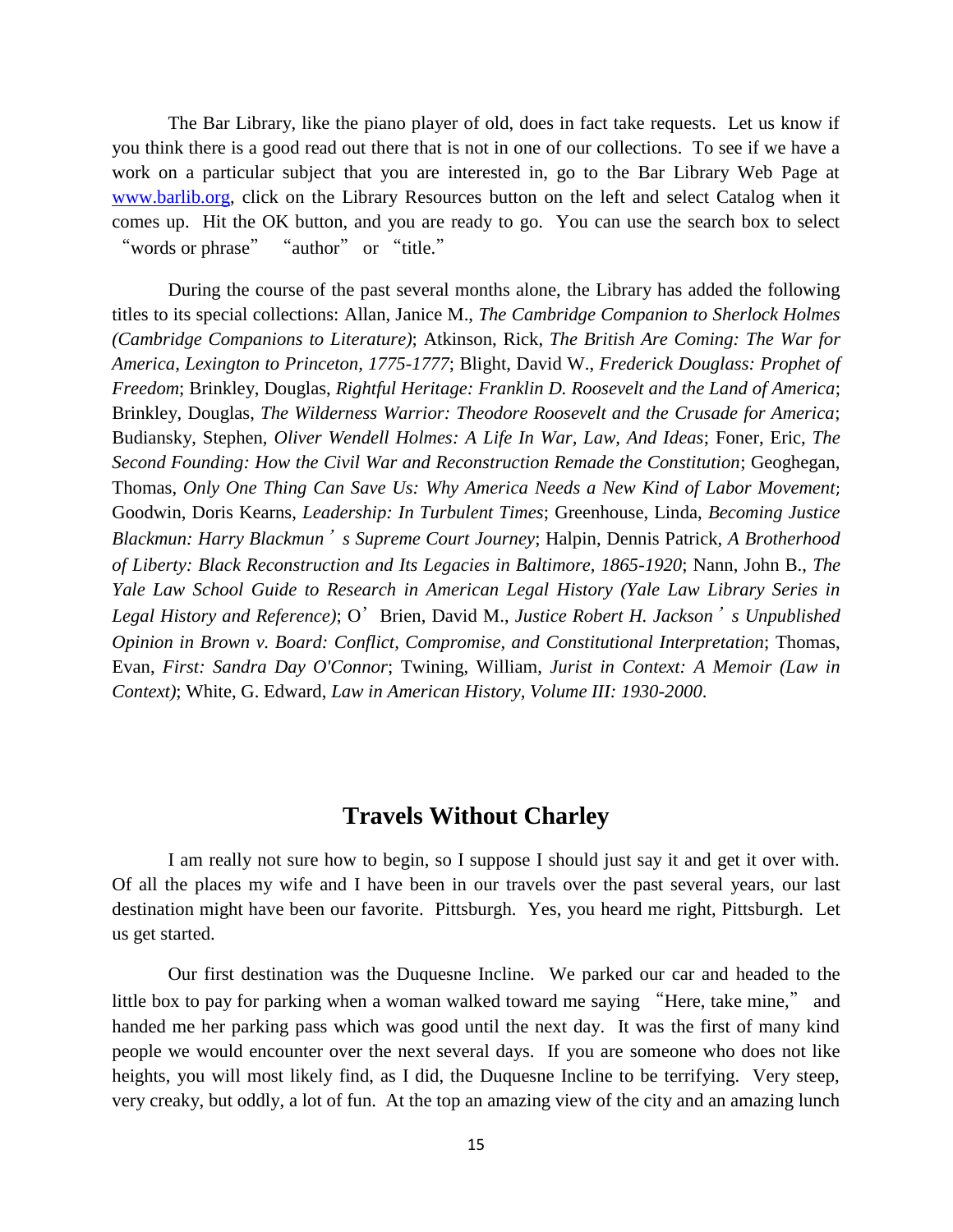The Bar Library, like the piano player of old, does in fact take requests. Let us know if you think there is a good read out there that is not in one of our collections. To see if we have a work on a particular subject that you are interested in, go to the Bar Library Web Page at [www.barlib.org](http://www.barlib.org), click on the Library Resources button on the left and select Catalog when it comes up. Hit the OK button, and you are ready to go. You can use the search box to select "words or phrase" "author" or "title."

During the course of the past several months alone, the Library has added the following titles to its special collections: Allan, Janice M., *The Cambridge Companion to Sherlock Holmes (Cambridge Companions to Literature)*; Atkinson, Rick, *The British Are Coming: The War for America, Lexington to Princeton, 1775-1777*; Blight, David W., *Frederick Douglass: Prophet of Freedom*; Brinkley, Douglas, *Rightful Heritage: Franklin D. Roosevelt and the Land of America*; Brinkley, Douglas, *The Wilderness Warrior: Theodore Roosevelt and the Crusade for America*; Budiansky, Stephen, *Oliver Wendell Holmes: A Life In War, Law, And Ideas*; Foner, Eric, *The Second Founding: How the Civil War and Reconstruction Remade the Constitution*; Geoghegan, Thomas, *Only One Thing Can Save Us: Why America Needs a New Kind of Labor Movement;* Goodwin, Doris Kearns, *Leadership: In Turbulent Times*; Greenhouse, Linda, *Becoming Justice Blackmun: Harry Blackmun's Supreme Court Journey*; Halpin, Dennis Patrick, *A Brotherhood of Liberty: Black Reconstruction and Its Legacies in Baltimore, 1865-1920*; Nann, John B., *The Yale Law School Guide to Research in American Legal History (Yale Law Library Series in Legal History and Reference)*; O'Brien, David M., *Justice Robert H. Jackson's Unpublished Opinion in Brown v. Board: Conflict, Compromise, and Constitutional Interpretation*; Thomas, Evan, *First: Sandra Day O'Connor*; Twining, William, *Jurist in Context: A Memoir (Law in Context)*; White, G. Edward, *Law in American History, Volume III: 1930-2000*.

## Travels Without Charley

I am really not sure how to begin, so I suppose I should just say it and get it over with. Of all the places my wife and I have been in our travels over the past several years, our last destination might have been our favorite. Pittsburgh. Yes, you heard me right, Pittsburgh. Let us get started.

Our first destination was the Duquesne Incline. We parked our car and headed to the little box to pay for parking when a woman walked toward me saying "Here, take mine," and handed me her parking pass which was good until the next day. It was the first of many kind people we would encounter over the next several days. If you are someone who does not like heights, you will most likely find, as I did, the Duquesne Incline to be terrifying. Very steep, very creaky, but oddly, a lot of fun. At the top an amazing view of the city and an amazing lunch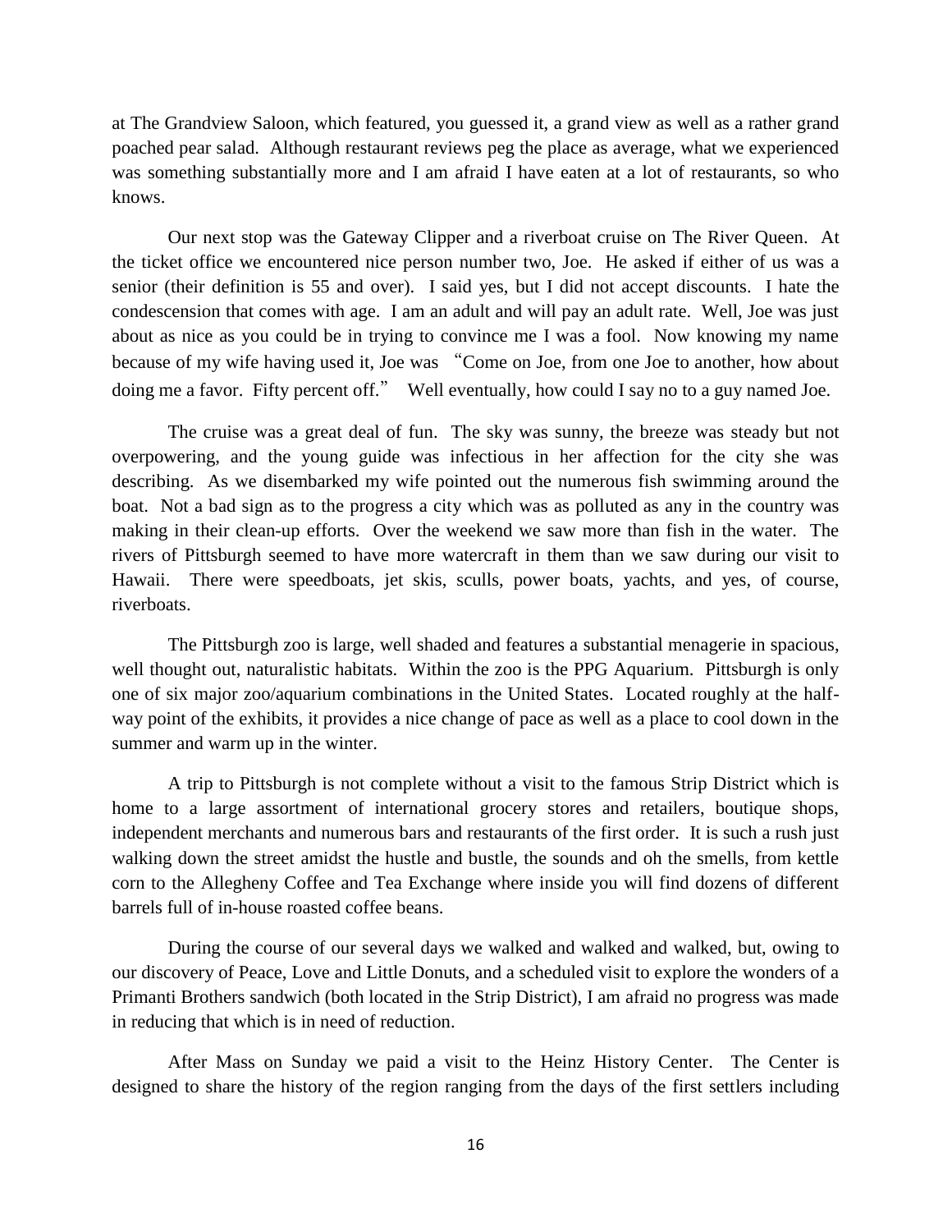at The Grandview Saloon, which featured, you guessed it, a grand view as well as a rather grand poached pear salad. Although restaurant reviews peg the place as average, what we experienced was something substantially more and I am afraid I have eaten at a lot of restaurants, so who knows.

Our next stop was the Gateway Clipper and a riverboat cruise on The River Queen. At the ticket office we encountered nice person number two, Joe. He asked if either of us was a senior (their definition is 55 and over). I said yes, but I did not accept discounts. I hate the condescension that comes with age. I am an adult and will pay an adult rate. Well, Joe was just about as nice as you could be in trying to convince me I was a fool. Now knowing my name because of my wife having used it, Joe was "Come on Joe, from one Joe to another, how about doing me a favor. Fifty percent off." Well eventually, how could I say no to a guy named Joe.

The cruise was a great deal of fun. The sky was sunny, the breeze was steady but not overpowering, and the young guide was infectious in her affection for the city she was describing. As we disembarked my wife pointed out the numerous fish swimming around the boat. Not a bad sign as to the progress a city which was as polluted as any in the country was making in their clean-up efforts. Over the weekend we saw more than fish in the water. The rivers of Pittsburgh seemed to have more watercraft in them than we saw during our visit to Hawaii. There were speedboats, jet skis, sculls, power boats, yachts, and yes, of course, riverboats.

The Pittsburgh zoo is large, well shaded and features a substantial menagerie in spacious, well thought out, naturalistic habitats. Within the zoo is the PPG Aquarium. Pittsburgh is only one of six major zoo/aquarium combinations in the United States. Located roughly at the half-way point of the exhibits, it provides a nice change of pace as well as a place to cool down in the summer and warm up in the winter.

A trip to Pittsburgh is not complete without a visit to the famous Strip District which is home to a large assortment of international grocery stores and retailers, boutique shops, independent merchants and numerous bars and restaurants of the first order. It is such a rush just walking down the street amidst the hustle and bustle, the sounds and oh the smells, from kettle corn to the Allegheny Coffee and Tea Exchange where inside you will find dozens of different barrels full of in-house roasted coffee beans.

During the course of our several days we walked and walked and walked, but, owing to our discovery of Peace, Love and Little Donuts, and a scheduled visit to explore the wonders of a Primanti Brothers sandwich (both located in the Strip District), I am afraid no progress was made in reducing that which is in need of reduction.

After Mass on Sunday we paid a visit to the Heinz History Center. The Center is designed to share the history of the region ranging from the days of the first settlers including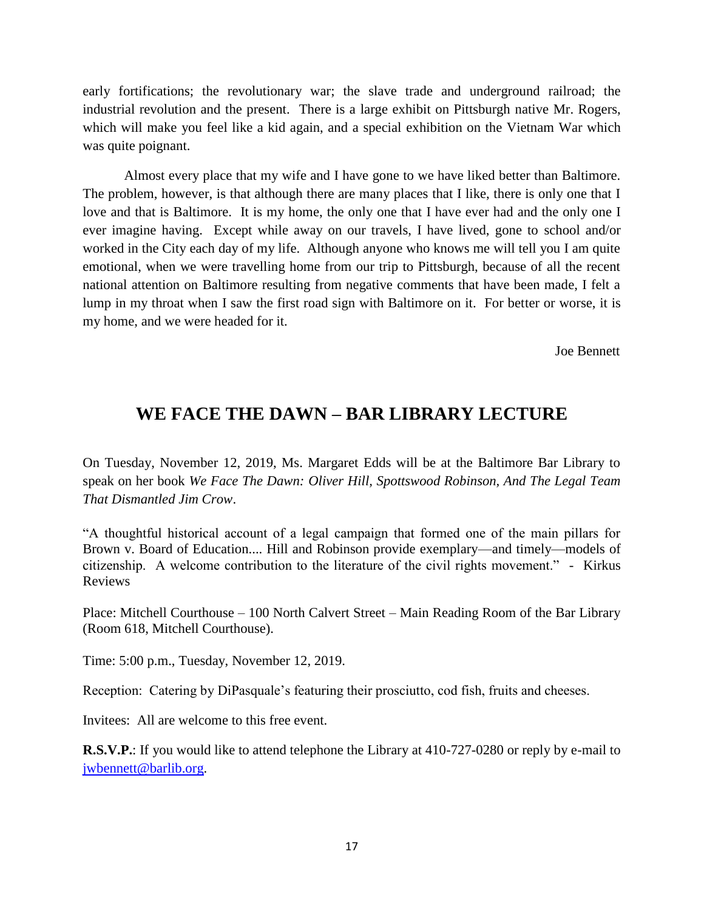early fortifications; the revolutionary war; the slave trade and underground railroad; the industrial revolution and the present. There is a large exhibit on Pittsburgh native Mr. Rogers, which will make you feel like a kid again, and a special exhibition on the Vietnam War which was quite poignant.

Almost every place that my wife and I have gone to we have liked better than Baltimore. The problem, however, is that although there are many places that I like, there is only one that I love and that is Baltimore. It is my home, the only one that I have ever had and the only one I ever imagine having. Except while away on our travels, I have lived, gone to school and/or worked in the City each day of my life. Although anyone who knows me will tell you I am quite emotional, when we were travelling home from our trip to Pittsburgh, because of all the recent national attention on Baltimore resulting from negative comments that have been made, I felt a lump in my throat when I saw the first road sign with Baltimore on it. For better or worse, it is my home, and we were headed for it.

Joe Bennett

## WE FACE THE DAWN – BAR LIBRARY LECTURE

On Tuesday, November 12, 2019, Ms. Margaret Edds will be at the Baltimore Bar Library to speak on her book *We Face The Dawn: Oliver Hill, Spottswood Robinson, And The Legal Team That Dismantled Jim Crow*.

"A thoughtful historical account of a legal campaign that formed one of the main pillars for Brown v. Board of Education.... Hill and Robinson provide exemplary—and timely—models of citizenship. A welcome contribution to the literature of the civil rights movement." - Kirkus Reviews

Place: Mitchell Courthouse – 100 North Calvert Street – Main Reading Room of the Bar Library (Room 618, Mitchell Courthouse).

Time: 5:00 p.m., Tuesday, November 12, 2019.

Reception: Catering by DiPasquale's featuring their prosciutto, cod fish, fruits and cheeses.

Invitees: All are welcome to this free event.

**R.S.V.P.**: If you would like to attend telephone the Library at 410-727-0280 or reply by e-mail to jwbennett@barlib.org.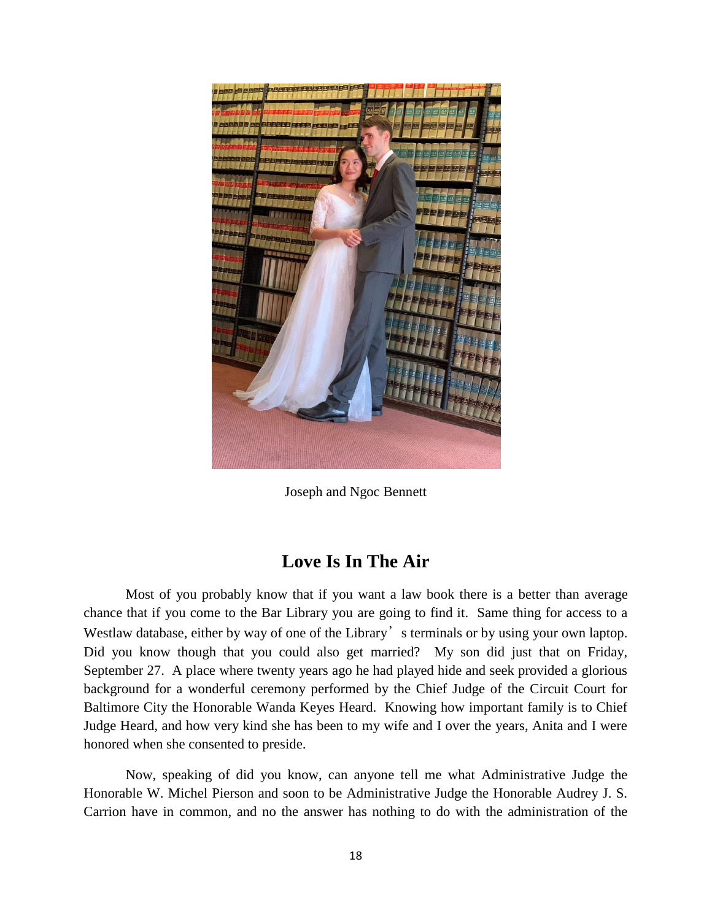Joseph and Ngoc Bennett

## Love Is In The Air

Most of you probably know that if you want a law book there is a better than average chance that if you come to the Bar Library you are going to find it. Same thing for access to a Westlaw database, either by way of one of the Library's terminals or by using your own laptop. Did you know though that you could also get married? My son did just that on Friday, September 27. A place where twenty years ago he had played hide and seek provided a glorious background for a wonderful ceremony performed by the Chief Judge of the Circuit Court for Baltimore City the Honorable Wanda Keyes Heard. Knowing how important family is to Chief Judge Heard, and how very kind she has been to my wife and I over the years, Anita and I were honored when she consented to preside.

Now, speaking of did you know, can anyone tell me what Administrative Judge the Honorable W. Michel Pierson and soon to be Administrative Judge the Honorable Audrey J. S. Carrion have in common, and no the answer has nothing to do with the administration of the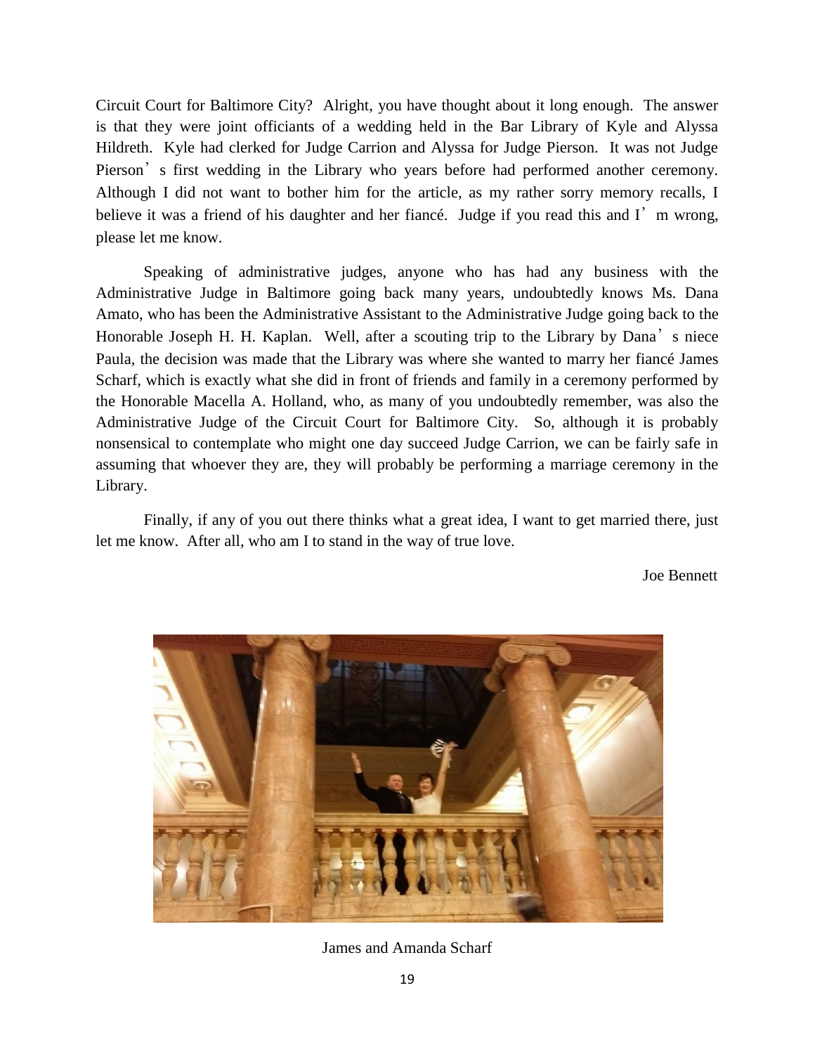Circuit Court for Baltimore City? Alright, you have thought about it long enough. The answer is that they were joint officiants of a wedding held in the Bar Library of Kyle and Alyssa Hildreth. Kyle had clerked for Judge Carrion and Alyssa for Judge Pierson. It was not Judge Pierson's first wedding in the Library who years before had performed another ceremony. Although I did not want to bother him for the article, as my rather sorry memory recalls, I believe it was a friend of his daughter and her fiancé. Judge if you read this and I'm wrong, please let me know.

Speaking of administrative judges, anyone who has had any business with the Administrative Judge in Baltimore going back many years, undoubtedly knows Ms. Dana Amato, who has been the Administrative Assistant to the Administrative Judge going back to the Honorable Joseph H. H. Kaplan. Well, after a scouting trip to the Library by Dana's niece Paula, the decision was made that the Library was where she wanted to marry her fiancé James Scharf, which is exactly what she did in front of friends and family in a ceremony performed by the Honorable Macella A. Holland, who, as many of you undoubtedly remember, was also the Administrative Judge of the Circuit Court for Baltimore City. So, although it is probably nonsensical to contemplate who might one day succeed Judge Carrion, we can be fairly safe in assuming that whoever they are, they will probably be performing a marriage ceremony in the Library.

Finally, if any of you out there thinks what a great idea, I want to get married there, just let me know. After all, who am I to stand in the way of true love.

Joe Bennett

James and Amanda Scharf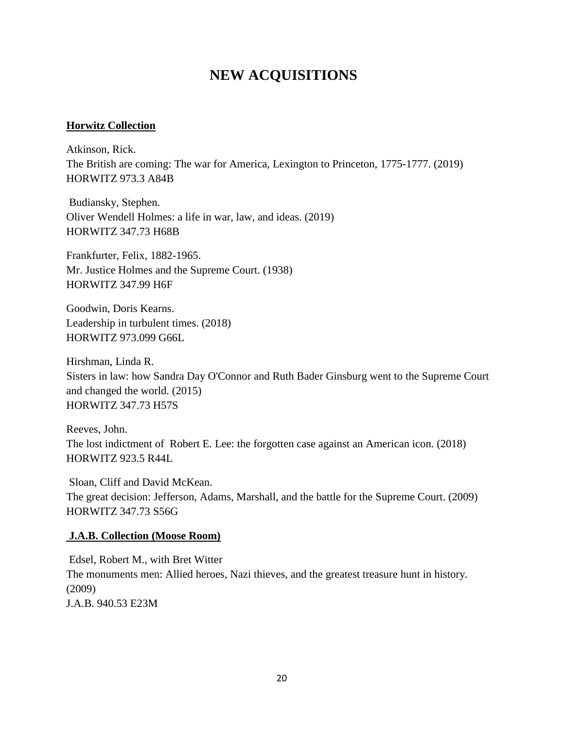# NEW ACQUISITIONS

**Horwitz Collection**

Atkinson, Rick.
The British are coming: The war for America, Lexington to Princeton, 1775-1777. (2019)
HORWITZ 973.3 A84B

Budiansky, Stephen.
Oliver Wendell Holmes: a life in war, law, and ideas. (2019)
HORWITZ 347.73 H68B

Frankfurter, Felix, 1882-1965.
Mr. Justice Holmes and the Supreme Court. (1938)
HORWITZ 347.99 H6F

Goodwin, Doris Kearns.
Leadership in turbulent times. (2018)
HORWITZ 973.099 G66L

Hirshman, Linda R.
Sisters in law: how Sandra Day O'Connor and Ruth Bader Ginsburg went to the Supreme Court and changed the world. (2015)
HORWITZ 347.73 H57S

Reeves, John.
The lost indictment of Robert E. Lee: the forgotten case against an American icon. (2018)
HORWITZ 923.5 R44L

Sloan, Cliff and David McKean.
The great decision: Jefferson, Adams, Marshall, and the battle for the Supreme Court. (2009)
HORWITZ 347.73 S56G

**J.A.B. Collection (Moose Room)**

Edsel, Robert M., with Bret Witter
The monuments men: Allied heroes, Nazi thieves, and the greatest treasure hunt in history. (2009)
J.A.B. 940.53 E23M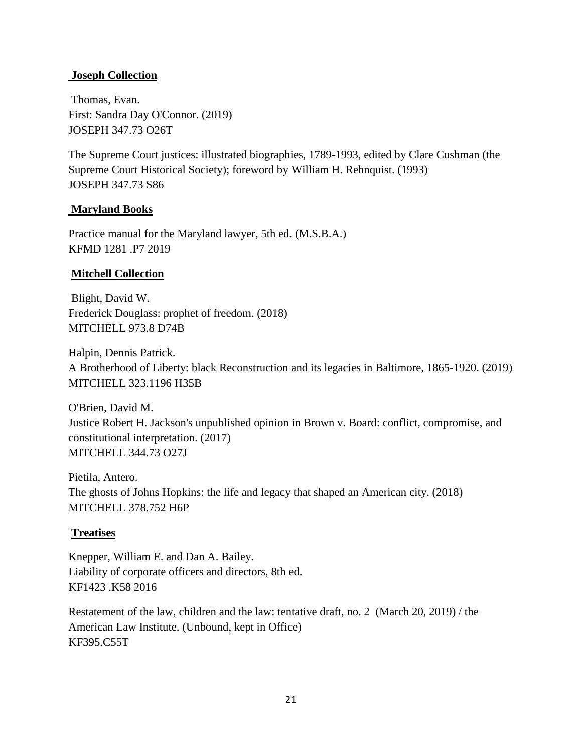**Joseph Collection**

Thomas, Evan.
First: Sandra Day O'Connor. (2019)
JOSEPH 347.73 O26T

The Supreme Court justices: illustrated biographies, 1789-1993, edited by Clare Cushman (the Supreme Court Historical Society); foreword by William H. Rehnquist. (1993)
JOSEPH 347.73 S86

**Maryland Books**

Practice manual for the Maryland lawyer, 5th ed. (M.S.B.A.)
KFMD 1281 .P7 2019

**Mitchell Collection**

Blight, David W.
Frederick Douglass: prophet of freedom. (2018)
MITCHELL 973.8 D74B

Halpin, Dennis Patrick.
A Brotherhood of Liberty: black Reconstruction and its legacies in Baltimore, 1865-1920. (2019)
MITCHELL 323.1196 H35B

O'Brien, David M.
Justice Robert H. Jackson's unpublished opinion in Brown v. Board: conflict, compromise, and constitutional interpretation. (2017)
MITCHELL 344.73 O27J

Pietila, Antero.
The ghosts of Johns Hopkins: the life and legacy that shaped an American city. (2018)
MITCHELL 378.752 H6P

**Treatises**

Knepper, William E. and Dan A. Bailey.
Liability of corporate officers and directors, 8th ed.
KF1423 .K58 2016

Restatement of the law, children and the law: tentative draft, no. 2 (March 20, 2019) / the American Law Institute. (Unbound, kept in Office)
KF395.C55T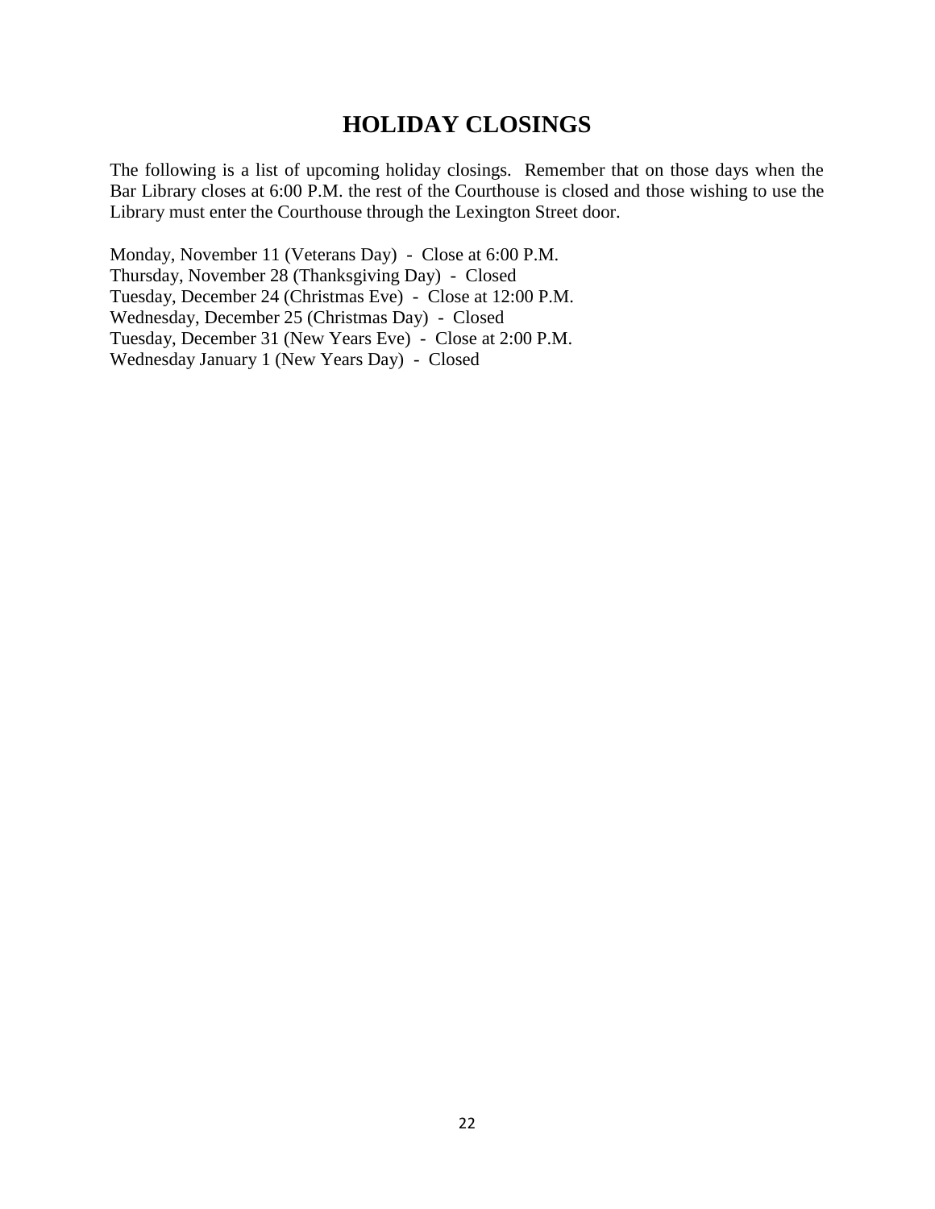# HOLIDAY CLOSINGS

The following is a list of upcoming holiday closings. Remember that on those days when the Bar Library closes at 6:00 P.M. the rest of the Courthouse is closed and those wishing to use the Library must enter the Courthouse through the Lexington Street door.

Monday, November 11 (Veterans Day) - Close at 6:00 P.M.
Thursday, November 28 (Thanksgiving Day) - Closed
Tuesday, December 24 (Christmas Eve) - Close at 12:00 P.M.
Wednesday, December 25 (Christmas Day) - Closed
Tuesday, December 31 (New Years Eve) - Close at 2:00 P.M.
Wednesday January 1 (New Years Day) - Closed